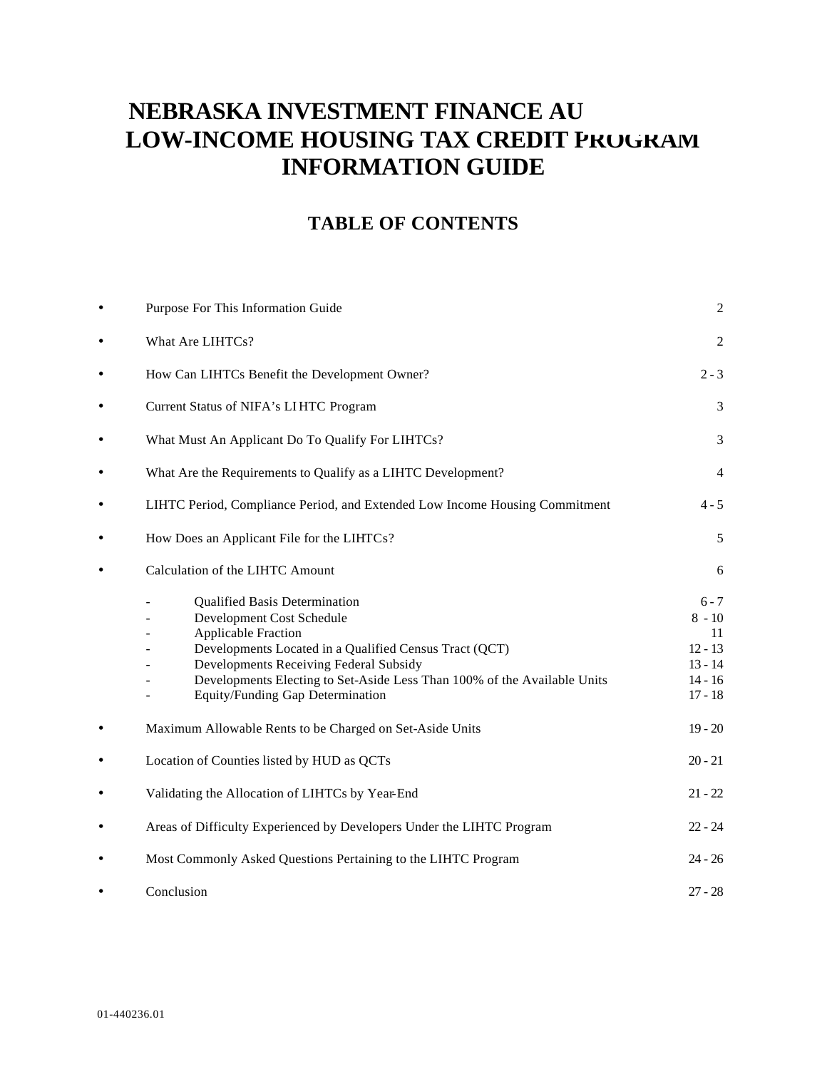# NEBRASKA INVESTMENT FINANCE AU LOW-INCOME HOUSING TAX CREDIT PROGRAM INFORMATION GUIDE

## TABLE OF CONTENTS

| | | |
|---|---|---|
| • | Purpose For This Information Guide | 2 |
| • | What Are LIHTCs? | 2 |
| • | How Can LIHTCs Benefit the Development Owner? | 2 - 3 |
| • | Current Status of NIFA's LIHTC Program | 3 |
| • | What Must An Applicant Do To Qualify For LIHTCs? | 3 |
| • | What Are the Requirements to Qualify as a LIHTC Development? | 4 |
| • | LIHTC Period, Compliance Period, and Extended Low Income Housing Commitment | 4 - 5 |
| • | How Does an Applicant File for the LIHTCs? | 5 |
| • | Calculation of the LIHTC Amount | 6 |
| | - Qualified Basis Determination | 6 - 7 |
| | - Development Cost Schedule | 8 - 10 |
| | - Applicable Fraction | 11 |
| | - Developments Located in a Qualified Census Tract (QCT) | 12 - 13 |
| | - Developments Receiving Federal Subsidy | 13 - 14 |
| | - Developments Electing to Set-Aside Less Than 100% of the Available Units | 14 - 16 |
| | - Equity/Funding Gap Determination | 17 - 18 |
| • | Maximum Allowable Rents to be Charged on Set-Aside Units | 19 - 20 |
| • | Location of Counties listed by HUD as QCTs | 20 - 21 |
| • | Validating the Allocation of LIHTCs by Year-End | 21 - 22 |
| • | Areas of Difficulty Experienced by Developers Under the LIHTC Program | 22 - 24 |
| • | Most Commonly Asked Questions Pertaining to the LIHTC Program | 24 - 26 |
| • | Conclusion | 27 - 28 |

01-440236.01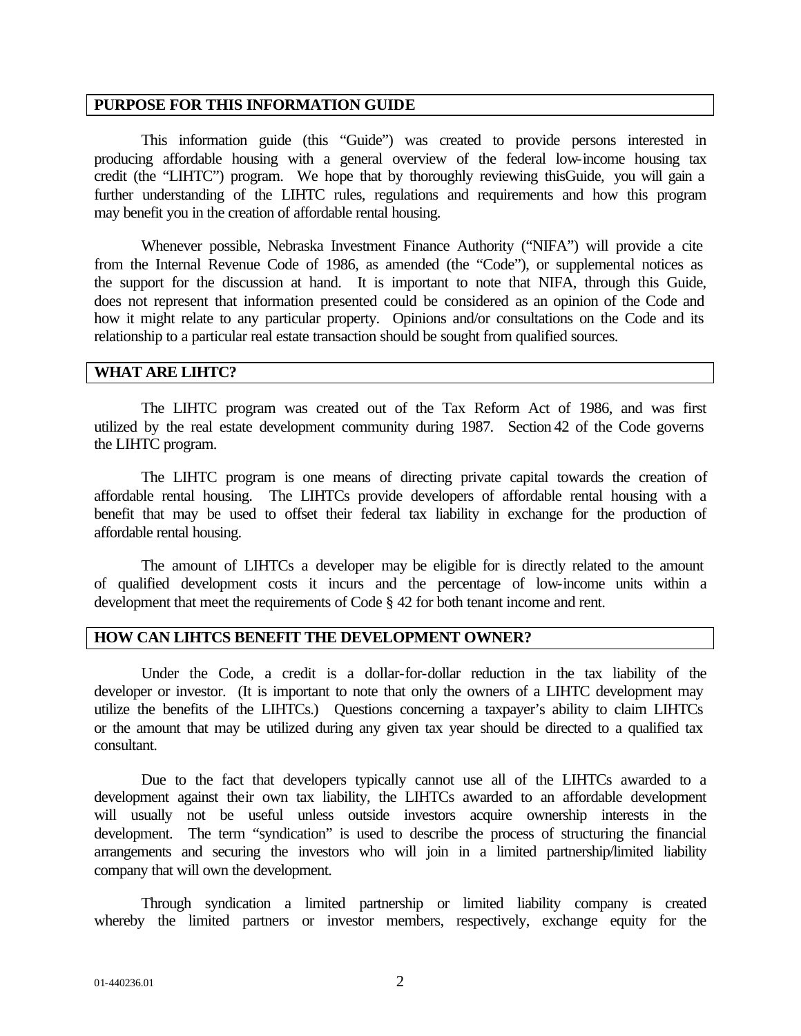## PURPOSE FOR THIS INFORMATION GUIDE

This information guide (this "Guide") was created to provide persons interested in producing affordable housing with a general overview of the federal low-income housing tax credit (the "LIHTC") program. We hope that by thoroughly reviewing thisGuide, you will gain a further understanding of the LIHTC rules, regulations and requirements and how this program may benefit you in the creation of affordable rental housing.

Whenever possible, Nebraska Investment Finance Authority ("NIFA") will provide a cite from the Internal Revenue Code of 1986, as amended (the "Code"), or supplemental notices as the support for the discussion at hand. It is important to note that NIFA, through this Guide, does not represent that information presented could be considered as an opinion of the Code and how it might relate to any particular property. Opinions and/or consultations on the Code and its relationship to a particular real estate transaction should be sought from qualified sources.

## WHAT ARE LIHTC?

The LIHTC program was created out of the Tax Reform Act of 1986, and was first utilized by the real estate development community during 1987. Section 42 of the Code governs the LIHTC program.

The LIHTC program is one means of directing private capital towards the creation of affordable rental housing. The LIHTCs provide developers of affordable rental housing with a benefit that may be used to offset their federal tax liability in exchange for the production of affordable rental housing.

The amount of LIHTCs a developer may be eligible for is directly related to the amount of qualified development costs it incurs and the percentage of low-income units within a development that meet the requirements of Code § 42 for both tenant income and rent.

## HOW CAN LIHTCS BENEFIT THE DEVELOPMENT OWNER?

Under the Code, a credit is a dollar-for-dollar reduction in the tax liability of the developer or investor. (It is important to note that only the owners of a LIHTC development may utilize the benefits of the LIHTCs.) Questions concerning a taxpayer's ability to claim LIHTCs or the amount that may be utilized during any given tax year should be directed to a qualified tax consultant.

Due to the fact that developers typically cannot use all of the LIHTCs awarded to a development against their own tax liability, the LIHTCs awarded to an affordable development will usually not be useful unless outside investors acquire ownership interests in the development. The term "syndication" is used to describe the process of structuring the financial arrangements and securing the investors who will join in a limited partnership/limited liability company that will own the development.

Through syndication a limited partnership or limited liability company is created whereby the limited partners or investor members, respectively, exchange equity for the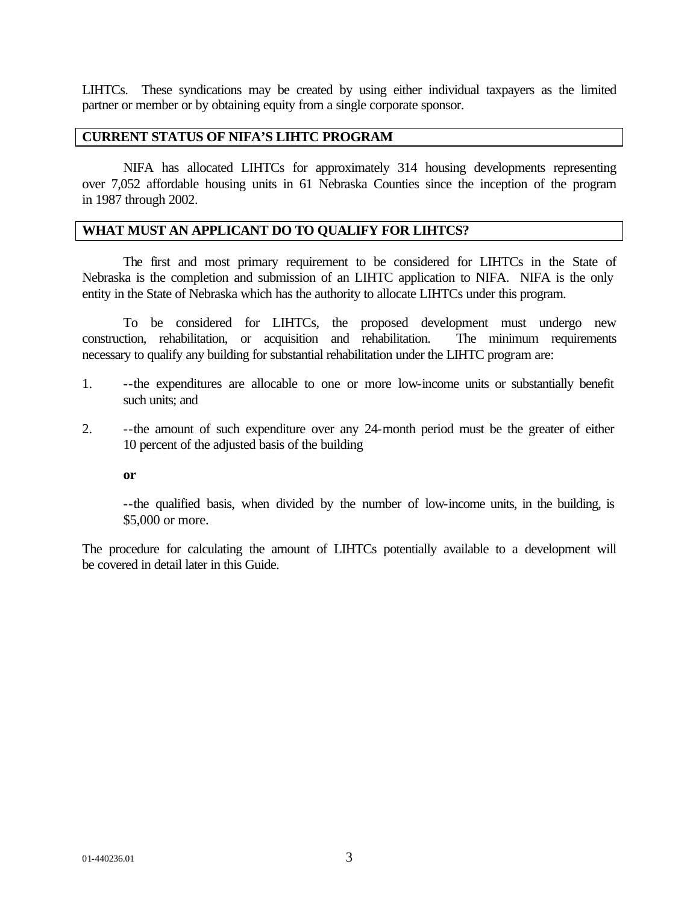LIHTCs. These syndications may be created by using either individual taxpayers as the limited partner or member or by obtaining equity from a single corporate sponsor.

## CURRENT STATUS OF NIFA'S LIHTC PROGRAM

NIFA has allocated LIHTCs for approximately 314 housing developments representing over 7,052 affordable housing units in 61 Nebraska Counties since the inception of the program in 1987 through 2002.

## WHAT MUST AN APPLICANT DO TO QUALIFY FOR LIHTCS?

The first and most primary requirement to be considered for LIHTCs in the State of Nebraska is the completion and submission of an LIHTC application to NIFA. NIFA is the only entity in the State of Nebraska which has the authority to allocate LIHTCs under this program.

To be considered for LIHTCs, the proposed development must undergo new construction, rehabilitation, or acquisition and rehabilitation. The minimum requirements necessary to qualify any building for substantial rehabilitation under the LIHTC program are:

1. --the expenditures are allocable to one or more low-income units or substantially benefit such units; and

2. --the amount of such expenditure over any 24-month period must be the greater of either 10 percent of the adjusted basis of the building

   **or**

   --the qualified basis, when divided by the number of low-income units, in the building, is \$5,000 or more.

The procedure for calculating the amount of LIHTCs potentially available to a development will be covered in detail later in this Guide.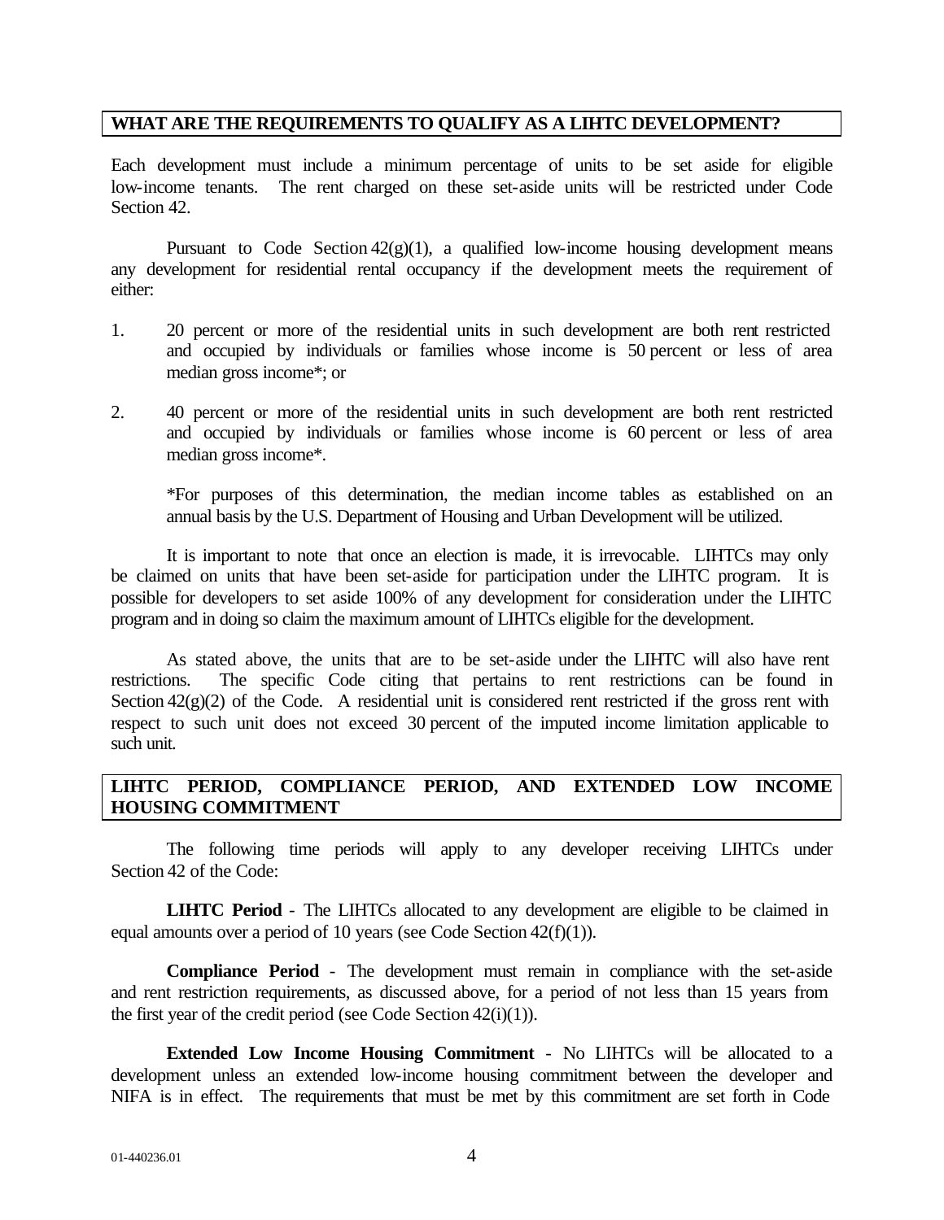## WHAT ARE THE REQUIREMENTS TO QUALIFY AS A LIHTC DEVELOPMENT?

Each development must include a minimum percentage of units to be set aside for eligible low-income tenants. The rent charged on these set-aside units will be restricted under Code Section 42.

Pursuant to Code Section 42(g)(1), a qualified low-income housing development means any development for residential rental occupancy if the development meets the requirement of either:

1. 20 percent or more of the residential units in such development are both rent restricted and occupied by individuals or families whose income is 50 percent or less of area median gross income*; or

2. 40 percent or more of the residential units in such development are both rent restricted and occupied by individuals or families whose income is 60 percent or less of area median gross income*.

   *For purposes of this determination, the median income tables as established on an annual basis by the U.S. Department of Housing and Urban Development will be utilized.

It is important to note that once an election is made, it is irrevocable. LIHTCs may only be claimed on units that have been set-aside for participation under the LIHTC program. It is possible for developers to set aside 100% of any development for consideration under the LIHTC program and in doing so claim the maximum amount of LIHTCs eligible for the development.

As stated above, the units that are to be set-aside under the LIHTC will also have rent restrictions. The specific Code citing that pertains to rent restrictions can be found in Section 42(g)(2) of the Code. A residential unit is considered rent restricted if the gross rent with respect to such unit does not exceed 30 percent of the imputed income limitation applicable to such unit.

## LIHTC PERIOD, COMPLIANCE PERIOD, AND EXTENDED LOW INCOME HOUSING COMMITMENT

The following time periods will apply to any developer receiving LIHTCs under Section 42 of the Code:

**LIHTC Period** - The LIHTCs allocated to any development are eligible to be claimed in equal amounts over a period of 10 years (see Code Section 42(f)(1)).

**Compliance Period** - The development must remain in compliance with the set-aside and rent restriction requirements, as discussed above, for a period of not less than 15 years from the first year of the credit period (see Code Section 42(i)(1)).

**Extended Low Income Housing Commitment** - No LIHTCs will be allocated to a development unless an extended low-income housing commitment between the developer and NIFA is in effect. The requirements that must be met by this commitment are set forth in Code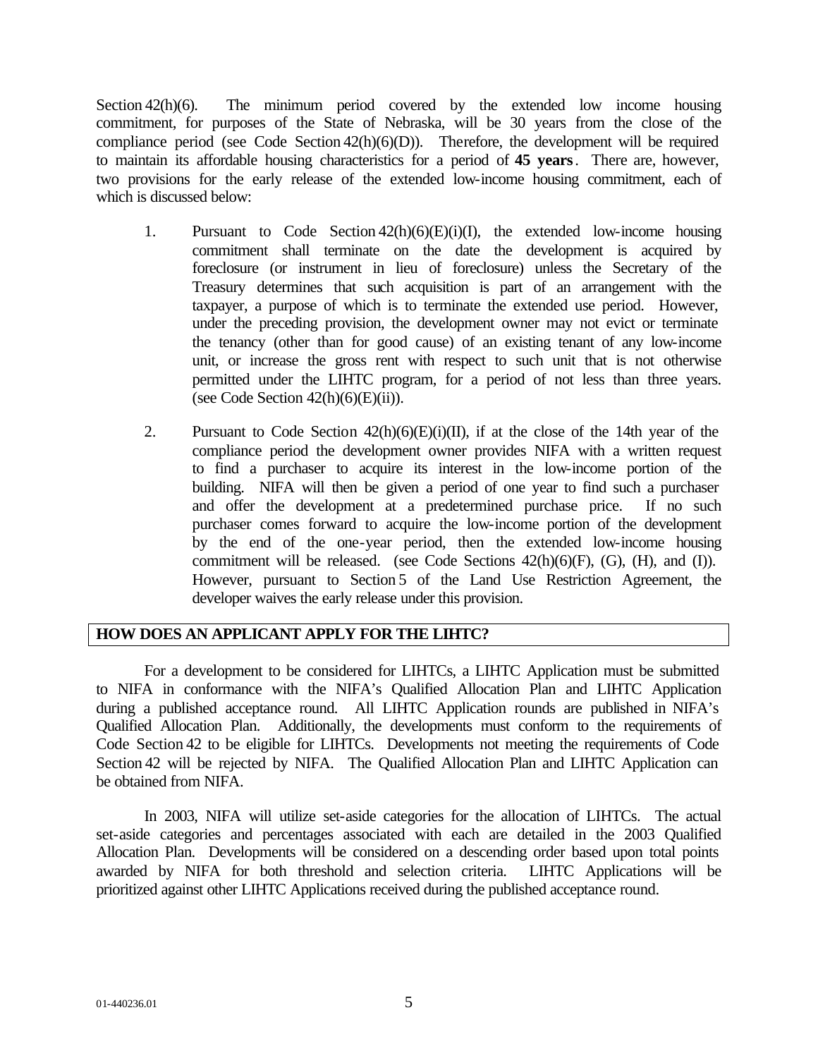Section 42(h)(6). The minimum period covered by the extended low income housing commitment, for purposes of the State of Nebraska, will be 30 years from the close of the compliance period (see Code Section 42(h)(6)(D)). Therefore, the development will be required to maintain its affordable housing characteristics for a period of **45 years**. There are, however, two provisions for the early release of the extended low-income housing commitment, each of which is discussed below:

1. Pursuant to Code Section 42(h)(6)(E)(i)(I), the extended low-income housing commitment shall terminate on the date the development is acquired by foreclosure (or instrument in lieu of foreclosure) unless the Secretary of the Treasury determines that such acquisition is part of an arrangement with the taxpayer, a purpose of which is to terminate the extended use period. However, under the preceding provision, the development owner may not evict or terminate the tenancy (other than for good cause) of an existing tenant of any low-income unit, or increase the gross rent with respect to such unit that is not otherwise permitted under the LIHTC program, for a period of not less than three years. (see Code Section 42(h)(6)(E)(ii)).

2. Pursuant to Code Section 42(h)(6)(E)(i)(II), if at the close of the 14th year of the compliance period the development owner provides NIFA with a written request to find a purchaser to acquire its interest in the low-income portion of the building. NIFA will then be given a period of one year to find such a purchaser and offer the development at a predetermined purchase price. If no such purchaser comes forward to acquire the low-income portion of the development by the end of the one-year period, then the extended low-income housing commitment will be released. (see Code Sections 42(h)(6)(F), (G), (H), and (I)). However, pursuant to Section 5 of the Land Use Restriction Agreement, the developer waives the early release under this provision.

## HOW DOES AN APPLICANT APPLY FOR THE LIHTC?

For a development to be considered for LIHTCs, a LIHTC Application must be submitted to NIFA in conformance with the NIFA's Qualified Allocation Plan and LIHTC Application during a published acceptance round. All LIHTC Application rounds are published in NIFA's Qualified Allocation Plan. Additionally, the developments must conform to the requirements of Code Section 42 to be eligible for LIHTCs. Developments not meeting the requirements of Code Section 42 will be rejected by NIFA. The Qualified Allocation Plan and LIHTC Application can be obtained from NIFA.

In 2003, NIFA will utilize set-aside categories for the allocation of LIHTCs. The actual set-aside categories and percentages associated with each are detailed in the 2003 Qualified Allocation Plan. Developments will be considered on a descending order based upon total points awarded by NIFA for both threshold and selection criteria. LIHTC Applications will be prioritized against other LIHTC Applications received during the published acceptance round.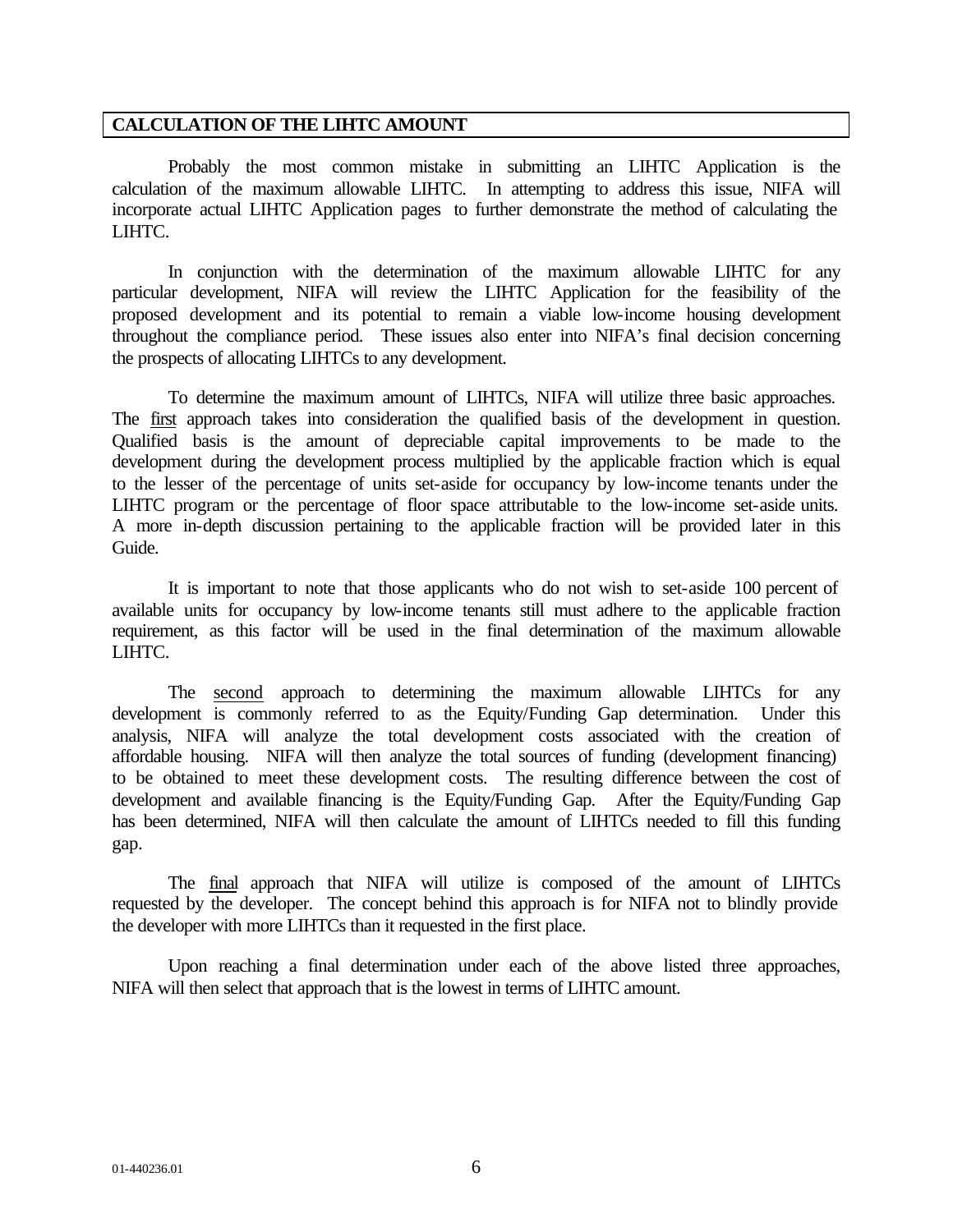## CALCULATION OF THE LIHTC AMOUNT

Probably the most common mistake in submitting an LIHTC Application is the calculation of the maximum allowable LIHTC. In attempting to address this issue, NIFA will incorporate actual LIHTC Application pages to further demonstrate the method of calculating the LIHTC.

In conjunction with the determination of the maximum allowable LIHTC for any particular development, NIFA will review the LIHTC Application for the feasibility of the proposed development and its potential to remain a viable low-income housing development throughout the compliance period. These issues also enter into NIFA's final decision concerning the prospects of allocating LIHTCs to any development.

To determine the maximum amount of LIHTCs, NIFA will utilize three basic approaches. The first approach takes into consideration the qualified basis of the development in question. Qualified basis is the amount of depreciable capital improvements to be made to the development during the development process multiplied by the applicable fraction which is equal to the lesser of the percentage of units set-aside for occupancy by low-income tenants under the LIHTC program or the percentage of floor space attributable to the low-income set-aside units. A more in-depth discussion pertaining to the applicable fraction will be provided later in this Guide.

It is important to note that those applicants who do not wish to set-aside 100 percent of available units for occupancy by low-income tenants still must adhere to the applicable fraction requirement, as this factor will be used in the final determination of the maximum allowable LIHTC.

The second approach to determining the maximum allowable LIHTCs for any development is commonly referred to as the Equity/Funding Gap determination. Under this analysis, NIFA will analyze the total development costs associated with the creation of affordable housing. NIFA will then analyze the total sources of funding (development financing) to be obtained to meet these development costs. The resulting difference between the cost of development and available financing is the Equity/Funding Gap. After the Equity/Funding Gap has been determined, NIFA will then calculate the amount of LIHTCs needed to fill this funding gap.

The final approach that NIFA will utilize is composed of the amount of LIHTCs requested by the developer. The concept behind this approach is for NIFA not to blindly provide the developer with more LIHTCs than it requested in the first place.

Upon reaching a final determination under each of the above listed three approaches, NIFA will then select that approach that is the lowest in terms of LIHTC amount.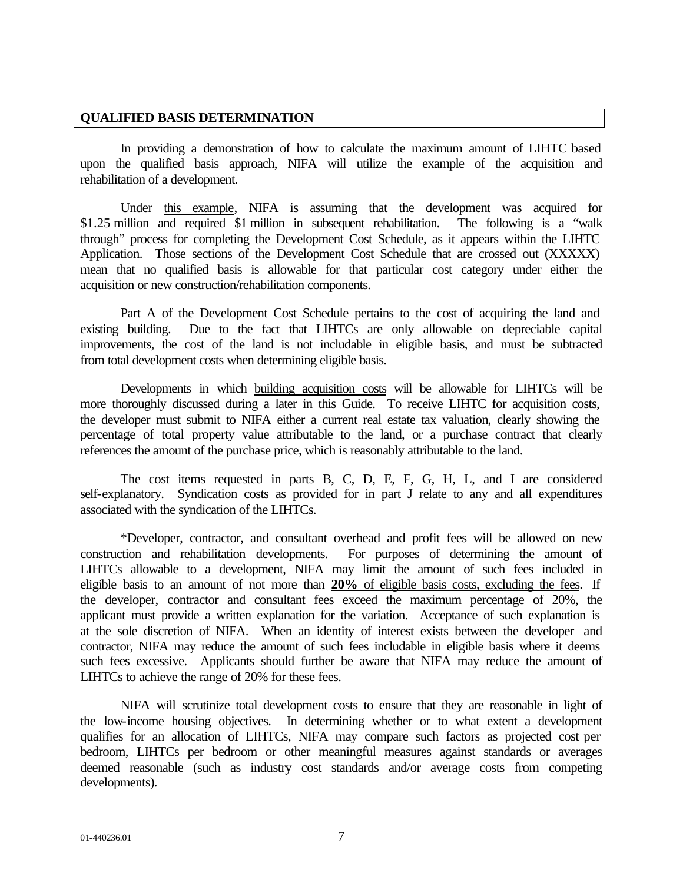## QUALIFIED BASIS DETERMINATION

In providing a demonstration of how to calculate the maximum amount of LIHTC based upon the qualified basis approach, NIFA will utilize the example of the acquisition and rehabilitation of a development.

Under this example, NIFA is assuming that the development was acquired for \$1.25 million and required \$1 million in subsequent rehabilitation. The following is a "walk through" process for completing the Development Cost Schedule, as it appears within the LIHTC Application. Those sections of the Development Cost Schedule that are crossed out (XXXXX) mean that no qualified basis is allowable for that particular cost category under either the acquisition or new construction/rehabilitation components.

Part A of the Development Cost Schedule pertains to the cost of acquiring the land and existing building. Due to the fact that LIHTCs are only allowable on depreciable capital improvements, the cost of the land is not includable in eligible basis, and must be subtracted from total development costs when determining eligible basis.

Developments in which building acquisition costs will be allowable for LIHTCs will be more thoroughly discussed during a later in this Guide. To receive LIHTC for acquisition costs, the developer must submit to NIFA either a current real estate tax valuation, clearly showing the percentage of total property value attributable to the land, or a purchase contract that clearly references the amount of the purchase price, which is reasonably attributable to the land.

The cost items requested in parts B, C, D, E, F, G, H, L, and I are considered self-explanatory. Syndication costs as provided for in part J relate to any and all expenditures associated with the syndication of the LIHTCs.

*Developer, contractor, and consultant overhead and profit fees will be allowed on new construction and rehabilitation developments. For purposes of determining the amount of LIHTCs allowable to a development, NIFA may limit the amount of such fees included in eligible basis to an amount of not more than **20%** of eligible basis costs, excluding the fees. If the developer, contractor and consultant fees exceed the maximum percentage of 20%, the applicant must provide a written explanation for the variation. Acceptance of such explanation is at the sole discretion of NIFA. When an identity of interest exists between the developer and contractor, NIFA may reduce the amount of such fees includable in eligible basis where it deems such fees excessive. Applicants should further be aware that NIFA may reduce the amount of LIHTCs to achieve the range of 20% for these fees.

NIFA will scrutinize total development costs to ensure that they are reasonable in light of the low-income housing objectives. In determining whether or to what extent a development qualifies for an allocation of LIHTCs, NIFA may compare such factors as projected cost per bedroom, LIHTCs per bedroom or other meaningful measures against standards or averages deemed reasonable (such as industry cost standards and/or average costs from competing developments).

01-440236.01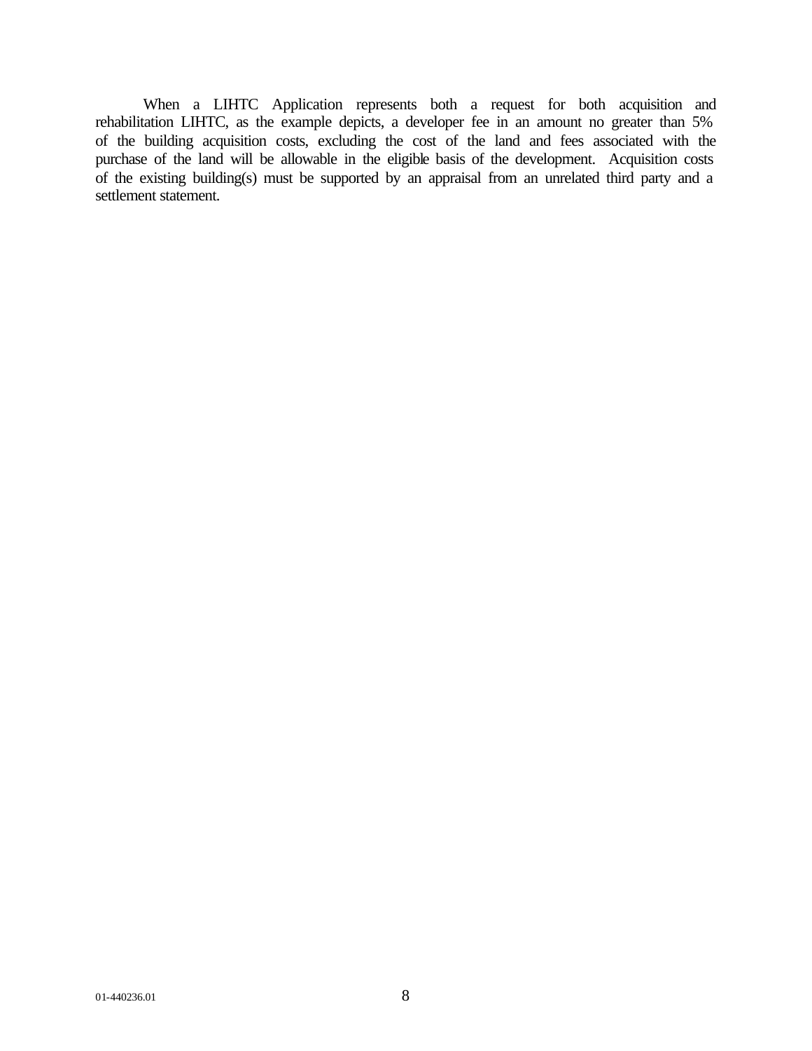When a LIHTC Application represents both a request for both acquisition and rehabilitation LIHTC, as the example depicts, a developer fee in an amount no greater than 5% of the building acquisition costs, excluding the cost of the land and fees associated with the purchase of the land will be allowable in the eligible basis of the development. Acquisition costs of the existing building(s) must be supported by an appraisal from an unrelated third party and a settlement statement.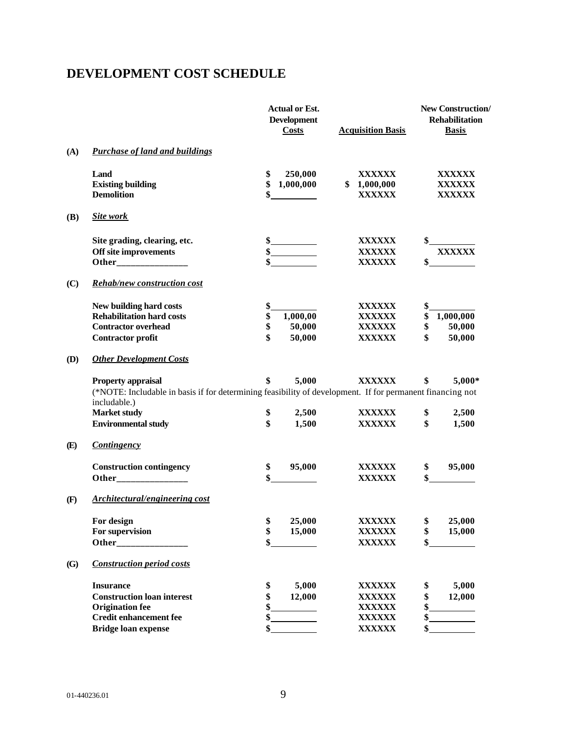# DEVELOPMENT COST SCHEDULE

| | | Actual or Est. Development Costs | Acquisition Basis | New Construction/ Rehabilitation Basis |
|---|---|---|---|---|
| **(A)** | ***Purchase of land and buildings*** | | | |
| | **Land** | $ 250,000 | XXXXXX | XXXXXX |
| | **Existing building** | $ 1,000,000 | $ 1,000,000 | XXXXXX |
| | **Demolition** | $______ | XXXXXX | XXXXXX |
| **(B)** | ***Site work*** | | | |
| | **Site grading, clearing, etc.** | $______ | XXXXXX | $______ |
| | **Off site improvements** | $______ | XXXXXX | XXXXXX |
| | **Other______________** | $______ | XXXXXX | $______ |
| **(C)** | ***Rehab/new construction cost*** | | | |
| | **New building hard costs** | $______ | XXXXXX | $______ |
| | **Rehabilitation hard costs** | $ 1,000,00 | XXXXXX | $ 1,000,000 |
| | **Contractor overhead** | $ 50,000 | XXXXXX | $ 50,000 |
| | **Contractor profit** | $ 50,000 | XXXXXX | $ 50,000 |
| **(D)** | ***Other Development Costs*** | | | |
| | **Property appraisal** | $ 5,000 | XXXXXX | $ 5,000* |
| | (*NOTE: Includable in basis if for determining feasibility of development. If for permanent financing not includable.) | | | |
| | **Market study** | $ 2,500 | XXXXXX | $ 2,500 |
| | **Environmental study** | $ 1,500 | XXXXXX | $ 1,500 |
| **(E)** | ***Contingency*** | | | |
| | **Construction contingency** | $ 95,000 | XXXXXX | $ 95,000 |
| | **Other______________** | $______ | XXXXXX | $______ |
| **(F)** | ***Architectural/engineering cost*** | | | |
| | **For design** | $ 25,000 | XXXXXX | $ 25,000 |
| | **For supervision** | $ 15,000 | XXXXXX | $ 15,000 |
| | **Other______________** | $______ | XXXXXX | $______ |
| **(G)** | ***Construction period costs*** | | | |
| | **Insurance** | $ 5,000 | XXXXXX | $ 5,000 |
| | **Construction loan interest** | $ 12,000 | XXXXXX | $ 12,000 |
| | **Origination fee** | $______ | XXXXXX | $______ |
| | **Credit enhancement fee** | $______ | XXXXXX | $______ |
| | **Bridge loan expense** | $______ | XXXXXX | $______ |

01-440236.01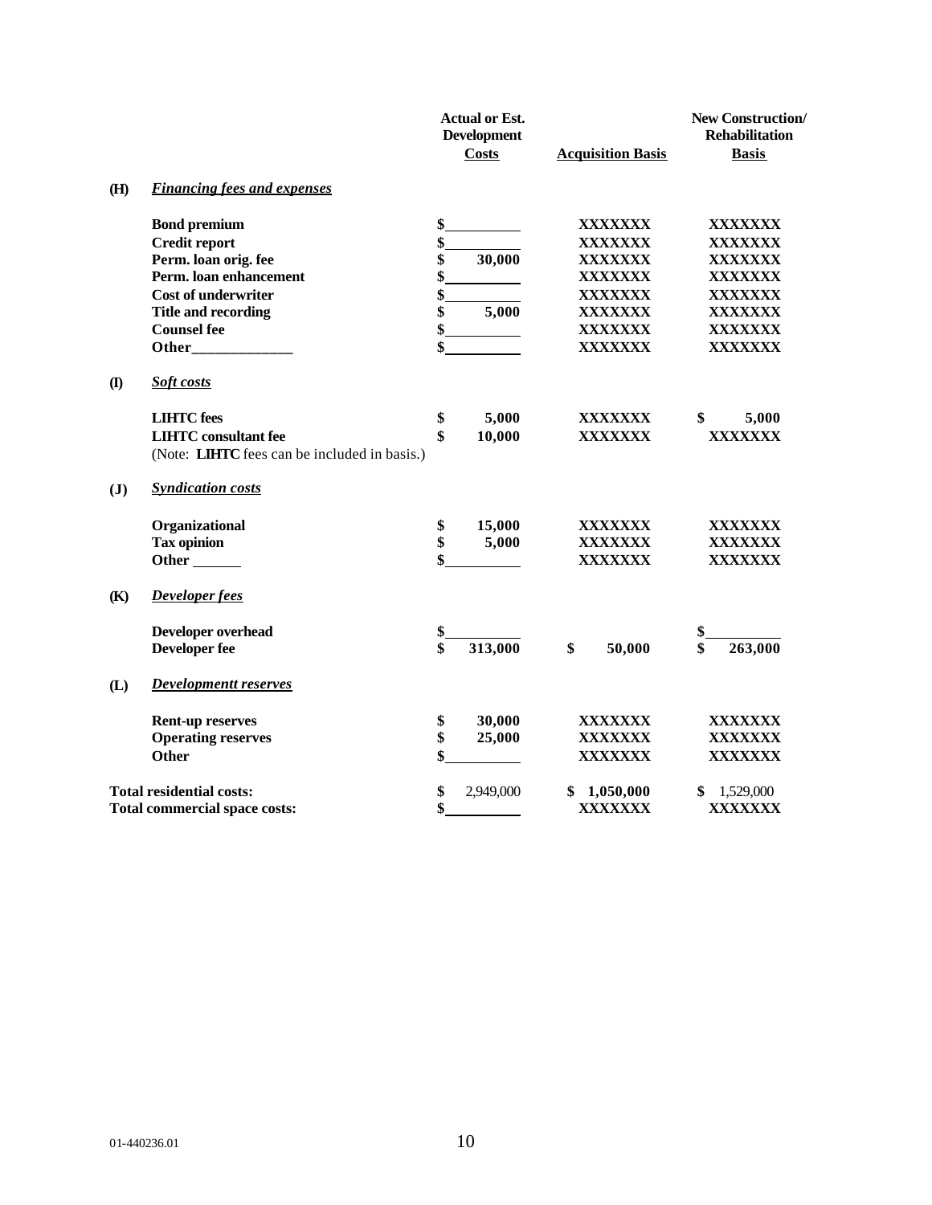| | | Actual or Est. Development Costs | Acquisition Basis | New Construction/ Rehabilitation Basis |
|---|---|---|---|---|
| **(H)** | ***Financing fees and expenses*** | | | |
| | **Bond premium** | $ | XXXXXXX | XXXXXXX |
| | **Credit report** | $ | XXXXXXX | XXXXXXX |
| | **Perm. loan orig. fee** | $ 30,000 | XXXXXXX | XXXXXXX |
| | **Perm. loan enhancement** | $ | XXXXXXX | XXXXXXX |
| | **Cost of underwriter** | $ | XXXXXXX | XXXXXXX |
| | **Title and recording** | $ 5,000 | XXXXXXX | XXXXXXX |
| | **Counsel fee** | $ | XXXXXXX | XXXXXXX |
| | **Other______________** | $ | XXXXXXX | XXXXXXX |
| **(I)** | ***Soft costs*** | | | |
| | **LIHTC fees** | $ 5,000 | XXXXXXX | $ 5,000 |
| | **LIHTC consultant fee** | $ 10,000 | XXXXXXX | XXXXXXX |
| | (Note: **LIHTC** fees can be included in basis.) | | | |
| **(J)** | ***Syndication costs*** | | | |
| | **Organizational** | $ 15,000 | XXXXXXX | XXXXXXX |
| | **Tax opinion** | $ 5,000 | XXXXXXX | XXXXXXX |
| | **Other ______** | $ | XXXXXXX | XXXXXXX |
| **(K)** | ***Developer fees*** | | | |
| | **Developer overhead** | $ | | $ |
| | **Developer fee** | $ 313,000 | $ 50,000 | $ 263,000 |
| **(L)** | ***Developmentt reserves*** | | | |
| | **Rent-up reserves** | $ 30,000 | XXXXXXX | XXXXXXX |
| | **Operating reserves** | $ 25,000 | XXXXXXX | XXXXXXX |
| | **Other** | $ | XXXXXXX | XXXXXXX |
| **Total residential costs:** | | $ 2,949,000 | $ 1,050,000 | $ 1,529,000 |
| **Total commercial space costs:** | | $ | XXXXXXX | XXXXXXX |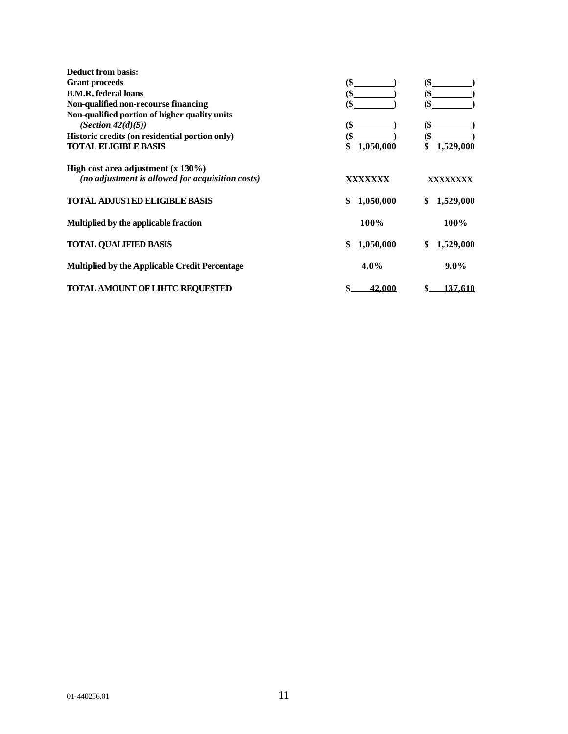| | | |
|---|---|---|
| **Deduct from basis:** | | |
| **Grant proceeds** | **($\_\_\_\_\_\_\_\_)** | **($\_\_\_\_\_\_\_\_)** |
| **B.M.R. federal loans** | **($\_\_\_\_\_\_\_\_)** | **($\_\_\_\_\_\_\_\_)** |
| **Non-qualified non-recourse financing** | **($\_\_\_\_\_\_\_\_)** | **($\_\_\_\_\_\_\_\_)** |
| **Non-qualified portion of higher quality units** *(Section 42(d)(5))* | **($\_\_\_\_\_\_\_\_)** | **($\_\_\_\_\_\_\_\_)** |
| **Historic credits (on residential portion only)** | **($\_\_\_\_\_\_\_\_)** | **($\_\_\_\_\_\_\_\_)** |
| **TOTAL ELIGIBLE BASIS** | **$ 1,050,000** | **$ 1,529,000** |
| **High cost area adjustment (x 130%)** *(no adjustment is allowed for acquisition costs)* | **XXXXXXX** | **XXXXXXXX** |
| **TOTAL ADJUSTED ELIGIBLE BASIS** | **$ 1,050,000** | **$ 1,529,000** |
| **Multiplied by the applicable fraction** | **100%** | **100%** |
| **TOTAL QUALIFIED BASIS** | **$ 1,050,000** | **$ 1,529,000** |
| **Multiplied by the Applicable Credit Percentage** | **4.0%** | **9.0%** |
| **TOTAL AMOUNT OF LIHTC REQUESTED** | **$ 42,000** | **$ 137,610** |

01-440236.01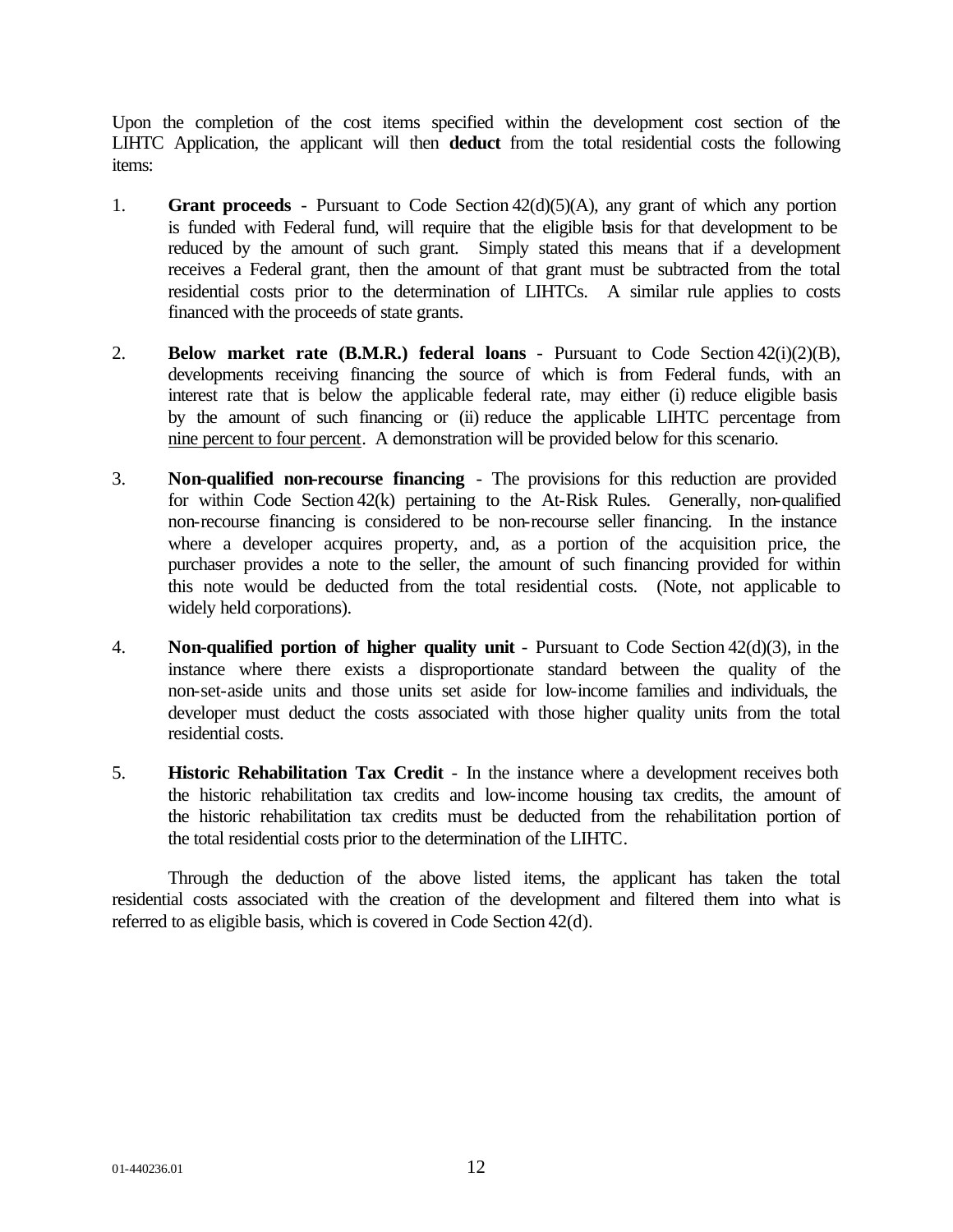Upon the completion of the cost items specified within the development cost section of the LIHTC Application, the applicant will then **deduct** from the total residential costs the following items:

1. **Grant proceeds** - Pursuant to Code Section 42(d)(5)(A), any grant of which any portion is funded with Federal fund, will require that the eligible basis for that development to be reduced by the amount of such grant. Simply stated this means that if a development receives a Federal grant, then the amount of that grant must be subtracted from the total residential costs prior to the determination of LIHTCs. A similar rule applies to costs financed with the proceeds of state grants.

2. **Below market rate (B.M.R.) federal loans** - Pursuant to Code Section 42(i)(2)(B), developments receiving financing the source of which is from Federal funds, with an interest rate that is below the applicable federal rate, may either (i) reduce eligible basis by the amount of such financing or (ii) reduce the applicable LIHTC percentage from <u>nine percent to four percent</u>. A demonstration will be provided below for this scenario.

3. **Non-qualified non-recourse financing** - The provisions for this reduction are provided for within Code Section 42(k) pertaining to the At-Risk Rules. Generally, non-qualified non-recourse financing is considered to be non-recourse seller financing. In the instance where a developer acquires property, and, as a portion of the acquisition price, the purchaser provides a note to the seller, the amount of such financing provided for within this note would be deducted from the total residential costs. (Note, not applicable to widely held corporations).

4. **Non-qualified portion of higher quality unit** - Pursuant to Code Section 42(d)(3), in the instance where there exists a disproportionate standard between the quality of the non-set-aside units and those units set aside for low-income families and individuals, the developer must deduct the costs associated with those higher quality units from the total residential costs.

5. **Historic Rehabilitation Tax Credit** - In the instance where a development receives both the historic rehabilitation tax credits and low-income housing tax credits, the amount of the historic rehabilitation tax credits must be deducted from the rehabilitation portion of the total residential costs prior to the determination of the LIHTC.

Through the deduction of the above listed items, the applicant has taken the total residential costs associated with the creation of the development and filtered them into what is referred to as eligible basis, which is covered in Code Section 42(d).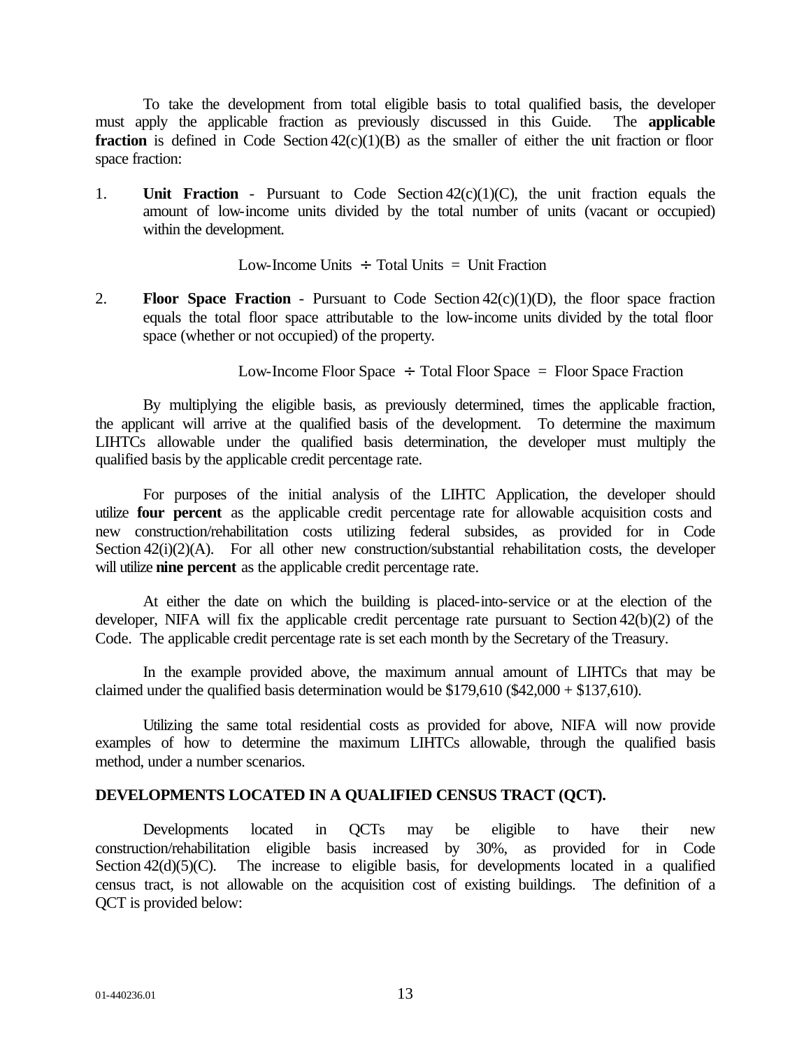To take the development from total eligible basis to total qualified basis, the developer must apply the applicable fraction as previously discussed in this Guide. The **applicable fraction** is defined in Code Section 42(c)(1)(B) as the smaller of either the unit fraction or floor space fraction:

1. **Unit Fraction** - Pursuant to Code Section 42(c)(1)(C), the unit fraction equals the amount of low-income units divided by the total number of units (vacant or occupied) within the development.

   Low-Income Units ÷ Total Units = Unit Fraction

2. **Floor Space Fraction** - Pursuant to Code Section 42(c)(1)(D), the floor space fraction equals the total floor space attributable to the low-income units divided by the total floor space (whether or not occupied) of the property.

   Low-Income Floor Space ÷ Total Floor Space = Floor Space Fraction

By multiplying the eligible basis, as previously determined, times the applicable fraction, the applicant will arrive at the qualified basis of the development. To determine the maximum LIHTCs allowable under the qualified basis determination, the developer must multiply the qualified basis by the applicable credit percentage rate.

For purposes of the initial analysis of the LIHTC Application, the developer should utilize **four percent** as the applicable credit percentage rate for allowable acquisition costs and new construction/rehabilitation costs utilizing federal subsides, as provided for in Code Section 42(i)(2)(A). For all other new construction/substantial rehabilitation costs, the developer will utilize **nine percent** as the applicable credit percentage rate.

At either the date on which the building is placed-into-service or at the election of the developer, NIFA will fix the applicable credit percentage rate pursuant to Section 42(b)(2) of the Code. The applicable credit percentage rate is set each month by the Secretary of the Treasury.

In the example provided above, the maximum annual amount of LIHTCs that may be claimed under the qualified basis determination would be $179,610 ($42,000 + $137,610).

Utilizing the same total residential costs as provided for above, NIFA will now provide examples of how to determine the maximum LIHTCs allowable, through the qualified basis method, under a number scenarios.

**DEVELOPMENTS LOCATED IN A QUALIFIED CENSUS TRACT (QCT).**

Developments located in QCTs may be eligible to have their new construction/rehabilitation eligible basis increased by 30%, as provided for in Code Section 42(d)(5)(C). The increase to eligible basis, for developments located in a qualified census tract, is not allowable on the acquisition cost of existing buildings. The definition of a QCT is provided below: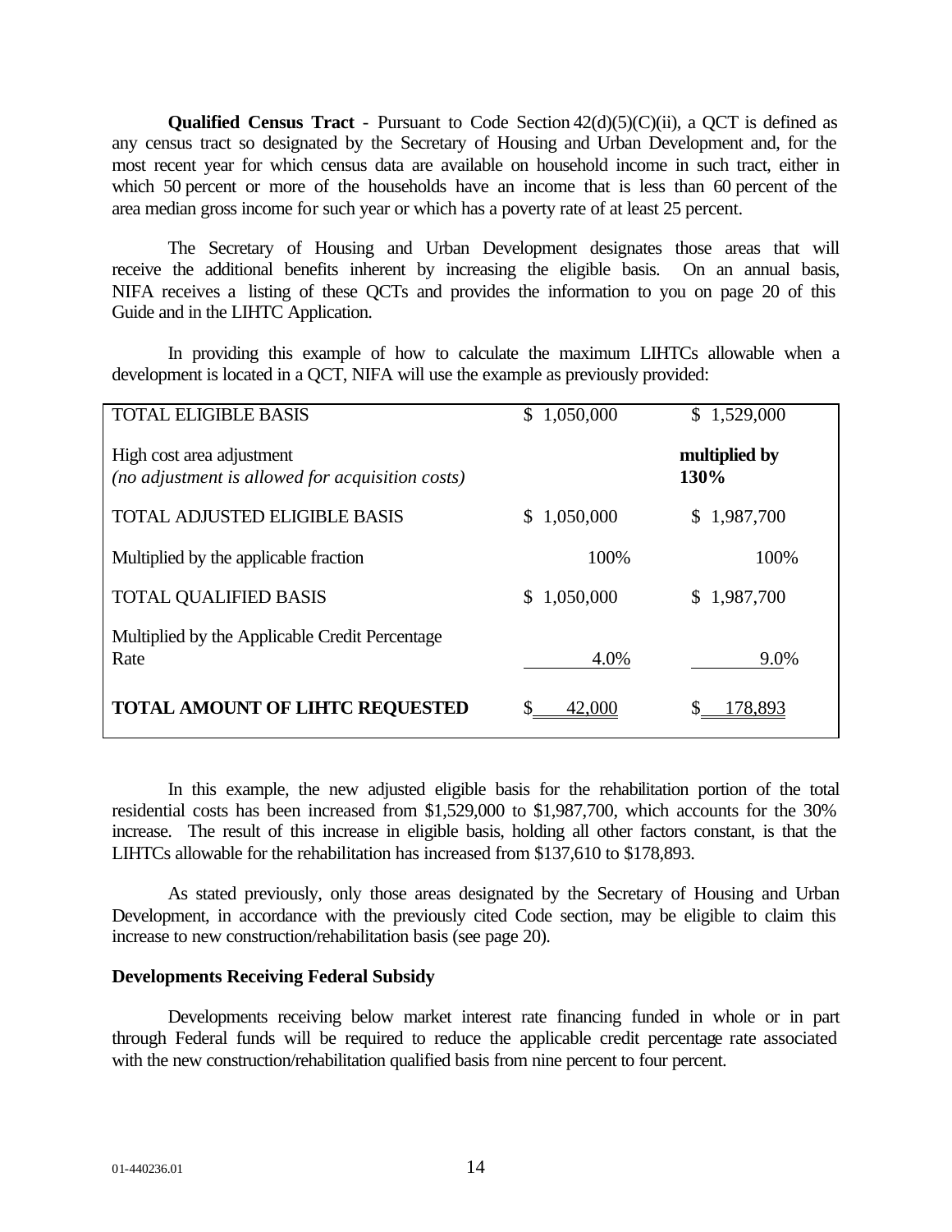**Qualified Census Tract** - Pursuant to Code Section 42(d)(5)(C)(ii), a QCT is defined as any census tract so designated by the Secretary of Housing and Urban Development and, for the most recent year for which census data are available on household income in such tract, either in which 50 percent or more of the households have an income that is less than 60 percent of the area median gross income for such year or which has a poverty rate of at least 25 percent.

The Secretary of Housing and Urban Development designates those areas that will receive the additional benefits inherent by increasing the eligible basis. On an annual basis, NIFA receives a listing of these QCTs and provides the information to you on page 20 of this Guide and in the LIHTC Application.

In providing this example of how to calculate the maximum LIHTCs allowable when a development is located in a QCT, NIFA will use the example as previously provided:

| | | |
|---|---|---|
| TOTAL ELIGIBLE BASIS | \$ 1,050,000 | \$ 1,529,000 |
| High cost area adjustment *(no adjustment is allowed for acquisition costs)* | | **multiplied by 130%** |
| TOTAL ADJUSTED ELIGIBLE BASIS | \$ 1,050,000 | \$ 1,987,700 |
| Multiplied by the applicable fraction | 100% | 100% |
| TOTAL QUALIFIED BASIS | \$ 1,050,000 | \$ 1,987,700 |
| Multiplied by the Applicable Credit Percentage Rate | 4.0% | 9.0% |
| **TOTAL AMOUNT OF LIHTC REQUESTED** | \$ 42,000 | \$ 178,893 |

In this example, the new adjusted eligible basis for the rehabilitation portion of the total residential costs has been increased from \$1,529,000 to \$1,987,700, which accounts for the 30% increase. The result of this increase in eligible basis, holding all other factors constant, is that the LIHTCs allowable for the rehabilitation has increased from \$137,610 to \$178,893.

As stated previously, only those areas designated by the Secretary of Housing and Urban Development, in accordance with the previously cited Code section, may be eligible to claim this increase to new construction/rehabilitation basis (see page 20).

### Developments Receiving Federal Subsidy

Developments receiving below market interest rate financing funded in whole or in part through Federal funds will be required to reduce the applicable credit percentage rate associated with the new construction/rehabilitation qualified basis from nine percent to four percent.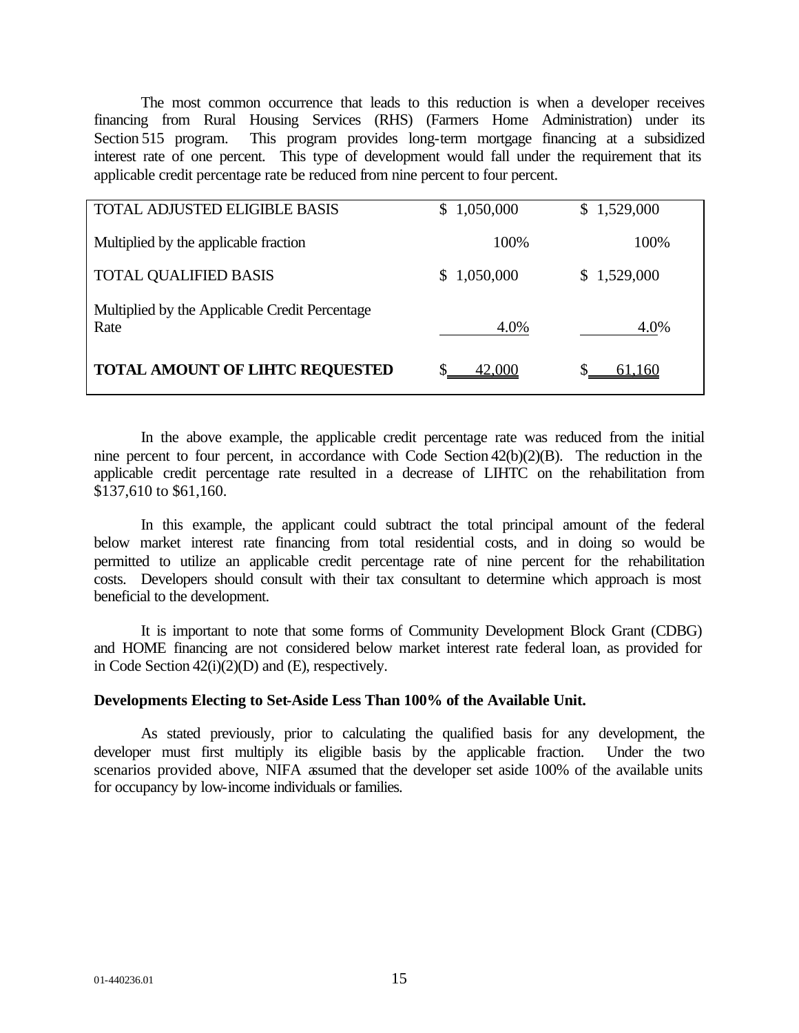The most common occurrence that leads to this reduction is when a developer receives financing from Rural Housing Services (RHS) (Farmers Home Administration) under its Section 515 program. This program provides long-term mortgage financing at a subsidized interest rate of one percent. This type of development would fall under the requirement that its applicable credit percentage rate be reduced from nine percent to four percent.

| | | |
|---|---|---|
| TOTAL ADJUSTED ELIGIBLE BASIS | $ 1,050,000 | $ 1,529,000 |
| Multiplied by the applicable fraction | 100% | 100% |
| TOTAL QUALIFIED BASIS | $ 1,050,000 | $ 1,529,000 |
| Multiplied by the Applicable Credit Percentage Rate | 4.0% | 4.0% |
| **TOTAL AMOUNT OF LIHTC REQUESTED** | $ 42,000 | $ 61,160 |

In the above example, the applicable credit percentage rate was reduced from the initial nine percent to four percent, in accordance with Code Section 42(b)(2)(B). The reduction in the applicable credit percentage rate resulted in a decrease of LIHTC on the rehabilitation from $137,610 to $61,160.

In this example, the applicant could subtract the total principal amount of the federal below market interest rate financing from total residential costs, and in doing so would be permitted to utilize an applicable credit percentage rate of nine percent for the rehabilitation costs. Developers should consult with their tax consultant to determine which approach is most beneficial to the development.

It is important to note that some forms of Community Development Block Grant (CDBG) and HOME financing are not considered below market interest rate federal loan, as provided for in Code Section 42(i)(2)(D) and (E), respectively.

**Developments Electing to Set-Aside Less Than 100% of the Available Unit.**

As stated previously, prior to calculating the qualified basis for any development, the developer must first multiply its eligible basis by the applicable fraction. Under the two scenarios provided above, NIFA assumed that the developer set aside 100% of the available units for occupancy by low-income individuals or families.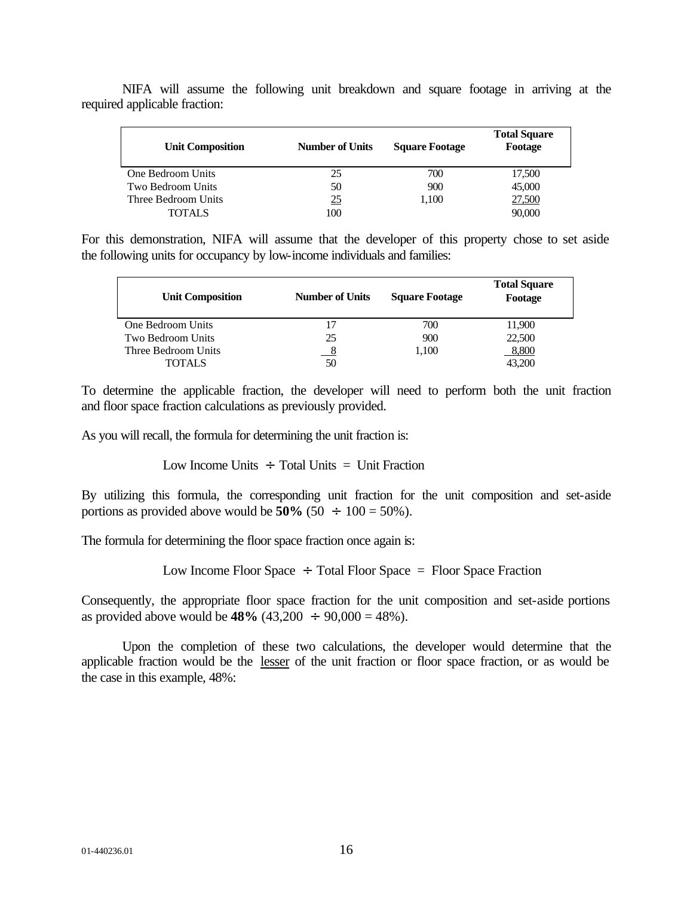NIFA will assume the following unit breakdown and square footage in arriving at the required applicable fraction:

| Unit Composition | Number of Units | Square Footage | Total Square Footage |
|---|---|---|---|
| One Bedroom Units | 25 | 700 | 17,500 |
| Two Bedroom Units | 50 | 900 | 45,000 |
| Three Bedroom Units | 25 | 1,100 | 27,500 |
| TOTALS | 100 | | 90,000 |

For this demonstration, NIFA will assume that the developer of this property chose to set aside the following units for occupancy by low-income individuals and families:

| Unit Composition | Number of Units | Square Footage | Total Square Footage |
|---|---|---|---|
| One Bedroom Units | 17 | 700 | 11,900 |
| Two Bedroom Units | 25 | 900 | 22,500 |
| Three Bedroom Units | 8 | 1,100 | 8,800 |
| TOTALS | 50 | | 43,200 |

To determine the applicable fraction, the developer will need to perform both the unit fraction and floor space fraction calculations as previously provided.

As you will recall, the formula for determining the unit fraction is:

Low Income Units ÷ Total Units = Unit Fraction

By utilizing this formula, the corresponding unit fraction for the unit composition and set-aside portions as provided above would be **50%** (50 ÷ 100 = 50%).

The formula for determining the floor space fraction once again is:

Low Income Floor Space ÷ Total Floor Space = Floor Space Fraction

Consequently, the appropriate floor space fraction for the unit composition and set-aside portions as provided above would be **48%** (43,200 ÷ 90,000 = 48%).

Upon the completion of these two calculations, the developer would determine that the applicable fraction would be the <u>lesser</u> of the unit fraction or floor space fraction, or as would be the case in this example, 48%: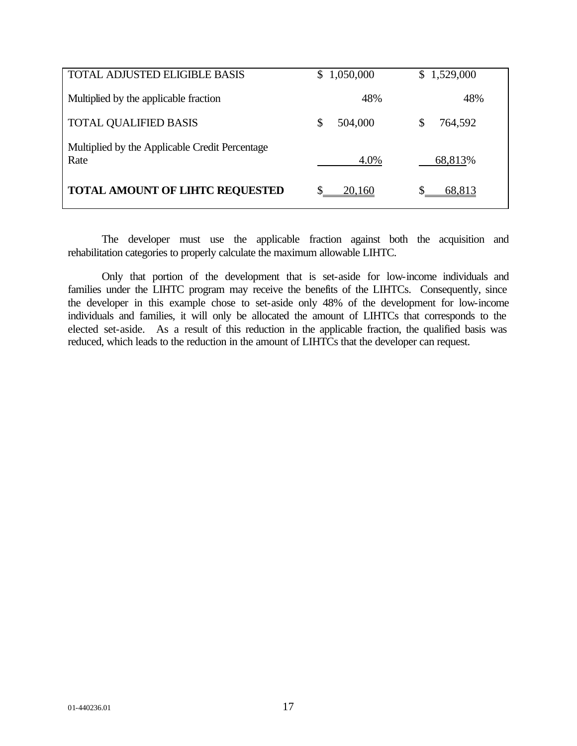| | | |
|---|---|---|
| TOTAL ADJUSTED ELIGIBLE BASIS | $ 1,050,000 | $ 1,529,000 |
| Multiplied by the applicable fraction | 48% | 48% |
| TOTAL QUALIFIED BASIS | $ 504,000 | $ 764,592 |
| Multiplied by the Applicable Credit Percentage Rate | 4.0% | 68,813% |
| **TOTAL AMOUNT OF LIHTC REQUESTED** | $ 20,160 | $ 68,813 |

The developer must use the applicable fraction against both the acquisition and rehabilitation categories to properly calculate the maximum allowable LIHTC.

Only that portion of the development that is set-aside for low-income individuals and families under the LIHTC program may receive the benefits of the LIHTCs. Consequently, since the developer in this example chose to set-aside only 48% of the development for low-income individuals and families, it will only be allocated the amount of LIHTCs that corresponds to the elected set-aside. As a result of this reduction in the applicable fraction, the qualified basis was reduced, which leads to the reduction in the amount of LIHTCs that the developer can request.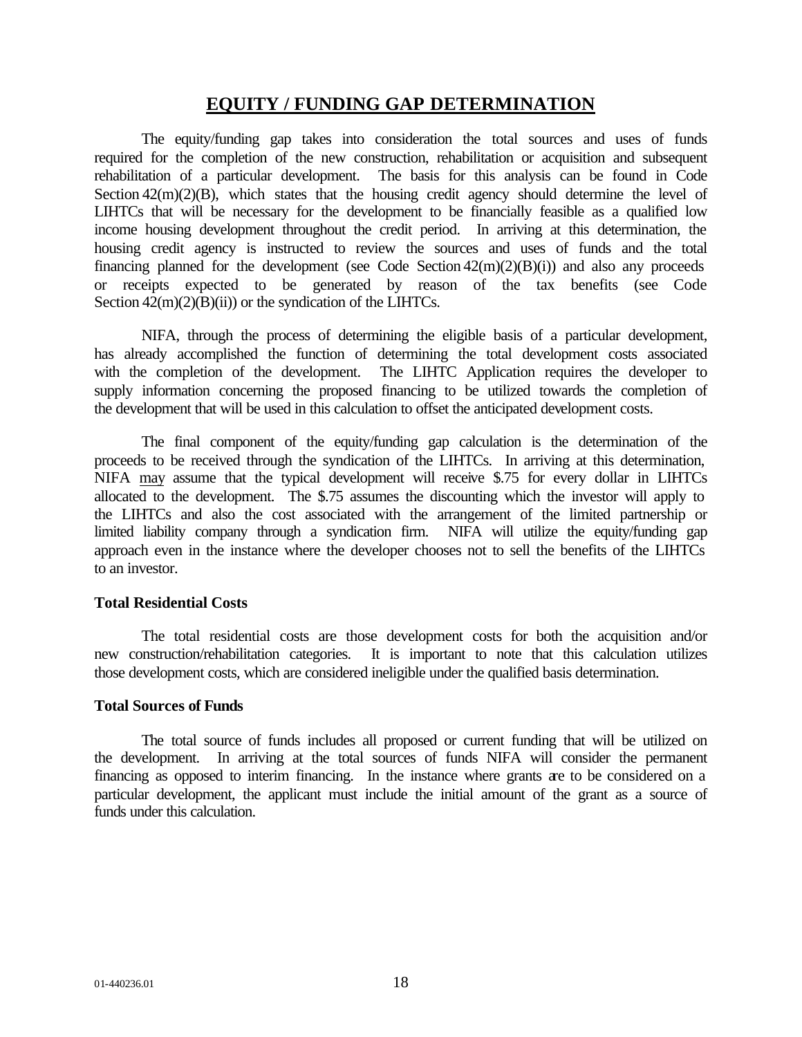## EQUITY / FUNDING GAP DETERMINATION

The equity/funding gap takes into consideration the total sources and uses of funds required for the completion of the new construction, rehabilitation or acquisition and subsequent rehabilitation of a particular development. The basis for this analysis can be found in Code Section 42(m)(2)(B), which states that the housing credit agency should determine the level of LIHTCs that will be necessary for the development to be financially feasible as a qualified low income housing development throughout the credit period. In arriving at this determination, the housing credit agency is instructed to review the sources and uses of funds and the total financing planned for the development (see Code Section 42(m)(2)(B)(i)) and also any proceeds or receipts expected to be generated by reason of the tax benefits (see Code Section 42(m)(2)(B)(ii)) or the syndication of the LIHTCs.

NIFA, through the process of determining the eligible basis of a particular development, has already accomplished the function of determining the total development costs associated with the completion of the development. The LIHTC Application requires the developer to supply information concerning the proposed financing to be utilized towards the completion of the development that will be used in this calculation to offset the anticipated development costs.

The final component of the equity/funding gap calculation is the determination of the proceeds to be received through the syndication of the LIHTCs. In arriving at this determination, NIFA <u>may</u> assume that the typical development will receive $.75 for every dollar in LIHTCs allocated to the development. The $.75 assumes the discounting which the investor will apply to the LIHTCs and also the cost associated with the arrangement of the limited partnership or limited liability company through a syndication firm. NIFA will utilize the equity/funding gap approach even in the instance where the developer chooses not to sell the benefits of the LIHTCs to an investor.

**Total Residential Costs**

The total residential costs are those development costs for both the acquisition and/or new construction/rehabilitation categories. It is important to note that this calculation utilizes those development costs, which are considered ineligible under the qualified basis determination.

**Total Sources of Funds**

The total source of funds includes all proposed or current funding that will be utilized on the development. In arriving at the total sources of funds NIFA will consider the permanent financing as opposed to interim financing. In the instance where grants are to be considered on a particular development, the applicant must include the initial amount of the grant as a source of funds under this calculation.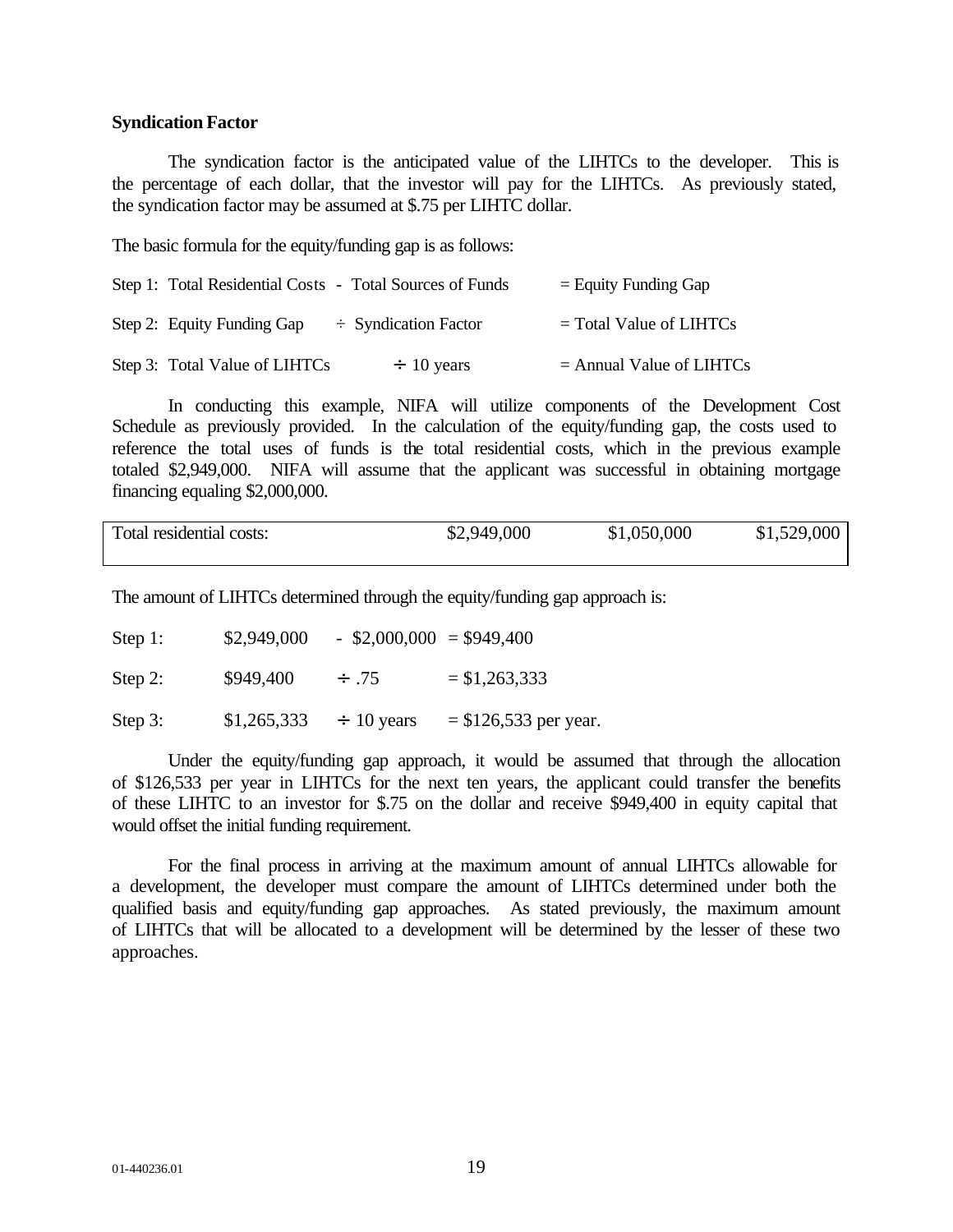**Syndication Factor**

The syndication factor is the anticipated value of the LIHTCs to the developer. This is the percentage of each dollar, that the investor will pay for the LIHTCs. As previously stated, the syndication factor may be assumed at \$.75 per LIHTC dollar.

The basic formula for the equity/funding gap is as follows:

| | | |
|---|---|---|
| Step 1: Total Residential Costs - Total Sources of Funds | | = Equity Funding Gap |
| Step 2: Equity Funding Gap | ÷ Syndication Factor | = Total Value of LIHTCs |
| Step 3: Total Value of LIHTCs | ÷ 10 years | = Annual Value of LIHTCs |

In conducting this example, NIFA will utilize components of the Development Cost Schedule as previously provided. In the calculation of the equity/funding gap, the costs used to reference the total uses of funds is the total residential costs, which in the previous example totaled \$2,949,000. NIFA will assume that the applicant was successful in obtaining mortgage financing equaling \$2,000,000.

| | | | |
|---|---|---|---|
| Total residential costs: | \$2,949,000 | \$1,050,000 | \$1,529,000 |

The amount of LIHTCs determined through the equity/funding gap approach is:

| | | | |
|---|---|---|---|
| Step 1: | \$2,949,000 | - \$2,000,000 | = \$949,400 |
| Step 2: | \$949,400 | ÷ .75 | = \$1,263,333 |
| Step 3: | \$1,265,333 | ÷ 10 years | = \$126,533 per year. |

Under the equity/funding gap approach, it would be assumed that through the allocation of \$126,533 per year in LIHTCs for the next ten years, the applicant could transfer the benefits of these LIHTC to an investor for \$.75 on the dollar and receive \$949,400 in equity capital that would offset the initial funding requirement.

For the final process in arriving at the maximum amount of annual LIHTCs allowable for a development, the developer must compare the amount of LIHTCs determined under both the qualified basis and equity/funding gap approaches. As stated previously, the maximum amount of LIHTCs that will be allocated to a development will be determined by the lesser of these two approaches.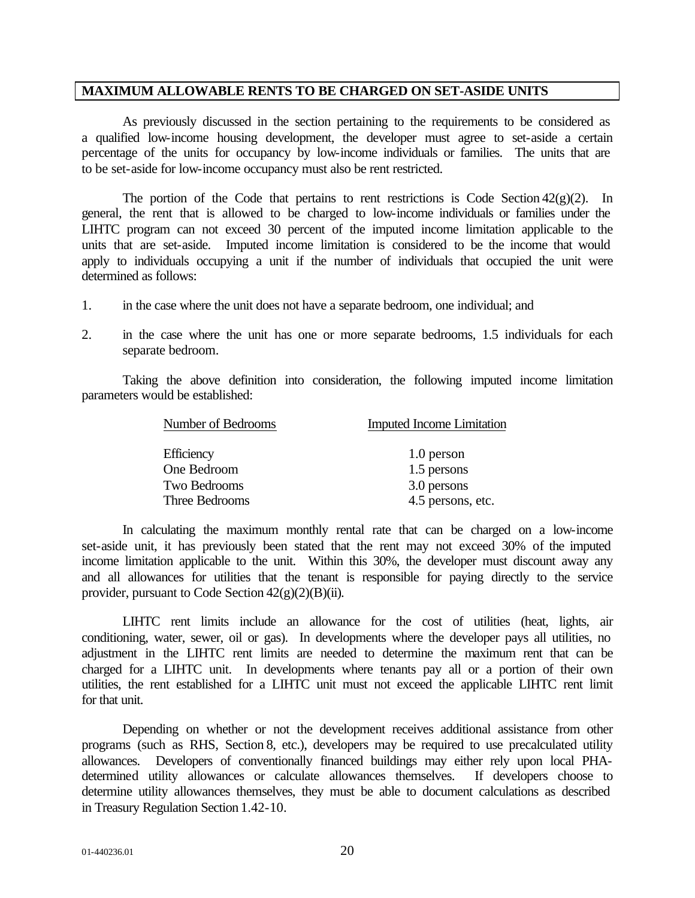## MAXIMUM ALLOWABLE RENTS TO BE CHARGED ON SET-ASIDE UNITS

As previously discussed in the section pertaining to the requirements to be considered as a qualified low-income housing development, the developer must agree to set-aside a certain percentage of the units for occupancy by low-income individuals or families. The units that are to be set-aside for low-income occupancy must also be rent restricted.

The portion of the Code that pertains to rent restrictions is Code Section 42(g)(2). In general, the rent that is allowed to be charged to low-income individuals or families under the LIHTC program can not exceed 30 percent of the imputed income limitation applicable to the units that are set-aside. Imputed income limitation is considered to be the income that would apply to individuals occupying a unit if the number of individuals that occupied the unit were determined as follows:

1. in the case where the unit does not have a separate bedroom, one individual; and
2. in the case where the unit has one or more separate bedrooms, 1.5 individuals for each separate bedroom.

Taking the above definition into consideration, the following imputed income limitation parameters would be established:

| Number of Bedrooms | Imputed Income Limitation |
| --- | --- |
| Efficiency | 1.0 person |
| One Bedroom | 1.5 persons |
| Two Bedrooms | 3.0 persons |
| Three Bedrooms | 4.5 persons, etc. |

In calculating the maximum monthly rental rate that can be charged on a low-income set-aside unit, it has previously been stated that the rent may not exceed 30% of the imputed income limitation applicable to the unit. Within this 30%, the developer must discount away any and all allowances for utilities that the tenant is responsible for paying directly to the service provider, pursuant to Code Section 42(g)(2)(B)(ii).

LIHTC rent limits include an allowance for the cost of utilities (heat, lights, air conditioning, water, sewer, oil or gas). In developments where the developer pays all utilities, no adjustment in the LIHTC rent limits are needed to determine the maximum rent that can be charged for a LIHTC unit. In developments where tenants pay all or a portion of their own utilities, the rent established for a LIHTC unit must not exceed the applicable LIHTC rent limit for that unit.

Depending on whether or not the development receives additional assistance from other programs (such as RHS, Section 8, etc.), developers may be required to use precalculated utility allowances. Developers of conventionally financed buildings may either rely upon local PHA-determined utility allowances or calculate allowances themselves. If developers choose to determine utility allowances themselves, they must be able to document calculations as described in Treasury Regulation Section 1.42-10.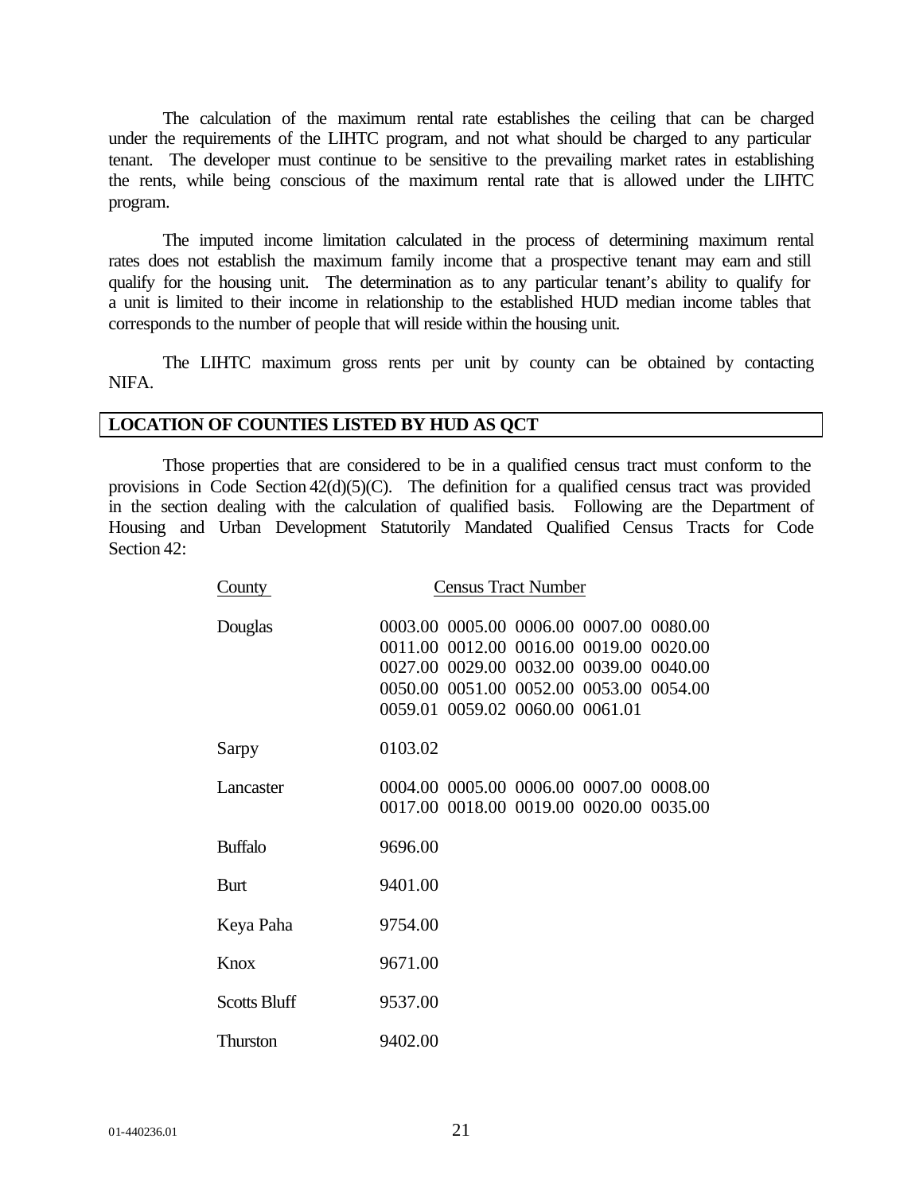The calculation of the maximum rental rate establishes the ceiling that can be charged under the requirements of the LIHTC program, and not what should be charged to any particular tenant. The developer must continue to be sensitive to the prevailing market rates in establishing the rents, while being conscious of the maximum rental rate that is allowed under the LIHTC program.

The imputed income limitation calculated in the process of determining maximum rental rates does not establish the maximum family income that a prospective tenant may earn and still qualify for the housing unit. The determination as to any particular tenant's ability to qualify for a unit is limited to their income in relationship to the established HUD median income tables that corresponds to the number of people that will reside within the housing unit.

The LIHTC maximum gross rents per unit by county can be obtained by contacting NIFA.

## LOCATION OF COUNTIES LISTED BY HUD AS QCT

Those properties that are considered to be in a qualified census tract must conform to the provisions in Code Section 42(d)(5)(C). The definition for a qualified census tract was provided in the section dealing with the calculation of qualified basis. Following are the Department of Housing and Urban Development Statutorily Mandated Qualified Census Tracts for Code Section 42:

| County | Census Tract Number |
|---|---|
| Douglas | 0003.00 0005.00 0006.00 0007.00 0080.00 0011.00 0012.00 0016.00 0019.00 0020.00 0027.00 0029.00 0032.00 0039.00 0040.00 0050.00 0051.00 0052.00 0053.00 0054.00 0059.01 0059.02 0060.00 0061.01 |
| Sarpy | 0103.02 |
| Lancaster | 0004.00 0005.00 0006.00 0007.00 0008.00 0017.00 0018.00 0019.00 0020.00 0035.00 |
| Buffalo | 9696.00 |
| Burt | 9401.00 |
| Keya Paha | 9754.00 |
| Knox | 9671.00 |
| Scotts Bluff | 9537.00 |
| Thurston | 9402.00 |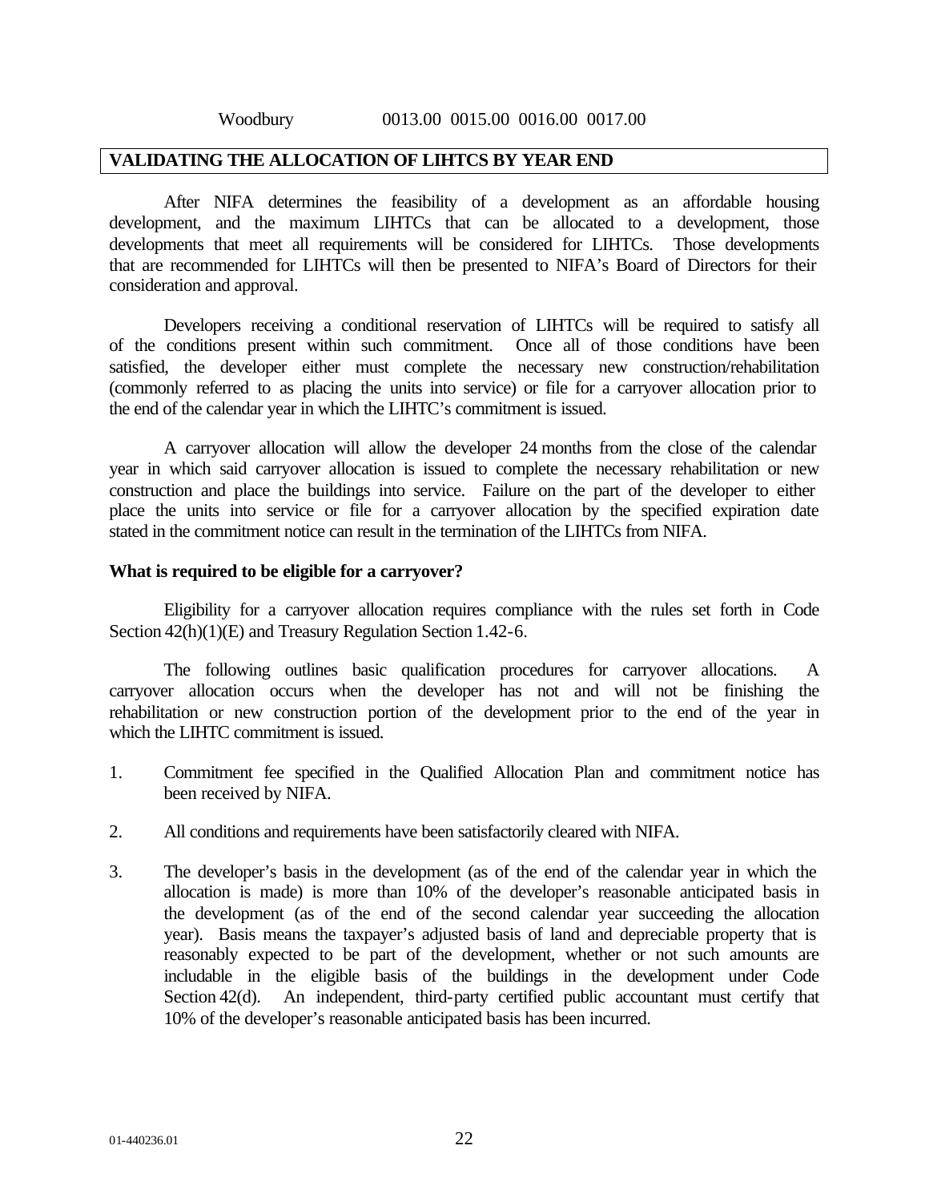Woodbury 0013.00 0015.00 0016.00 0017.00

## VALIDATING THE ALLOCATION OF LIHTCS BY YEAR END

After NIFA determines the feasibility of a development as an affordable housing development, and the maximum LIHTCs that can be allocated to a development, those developments that meet all requirements will be considered for LIHTCs. Those developments that are recommended for LIHTCs will then be presented to NIFA's Board of Directors for their consideration and approval.

Developers receiving a conditional reservation of LIHTCs will be required to satisfy all of the conditions present within such commitment. Once all of those conditions have been satisfied, the developer either must complete the necessary new construction/rehabilitation (commonly referred to as placing the units into service) or file for a carryover allocation prior to the end of the calendar year in which the LIHTC's commitment is issued.

A carryover allocation will allow the developer 24 months from the close of the calendar year in which said carryover allocation is issued to complete the necessary rehabilitation or new construction and place the buildings into service. Failure on the part of the developer to either place the units into service or file for a carryover allocation by the specified expiration date stated in the commitment notice can result in the termination of the LIHTCs from NIFA.

### What is required to be eligible for a carryover?

Eligibility for a carryover allocation requires compliance with the rules set forth in Code Section 42(h)(1)(E) and Treasury Regulation Section 1.42-6.

The following outlines basic qualification procedures for carryover allocations. A carryover allocation occurs when the developer has not and will not be finishing the rehabilitation or new construction portion of the development prior to the end of the year in which the LIHTC commitment is issued.

1. Commitment fee specified in the Qualified Allocation Plan and commitment notice has been received by NIFA.

2. All conditions and requirements have been satisfactorily cleared with NIFA.

3. The developer's basis in the development (as of the end of the calendar year in which the allocation is made) is more than 10% of the developer's reasonable anticipated basis in the development (as of the end of the second calendar year succeeding the allocation year). Basis means the taxpayer's adjusted basis of land and depreciable property that is reasonably expected to be part of the development, whether or not such amounts are includable in the eligible basis of the buildings in the development under Code Section 42(d). An independent, third-party certified public accountant must certify that 10% of the developer's reasonable anticipated basis has been incurred.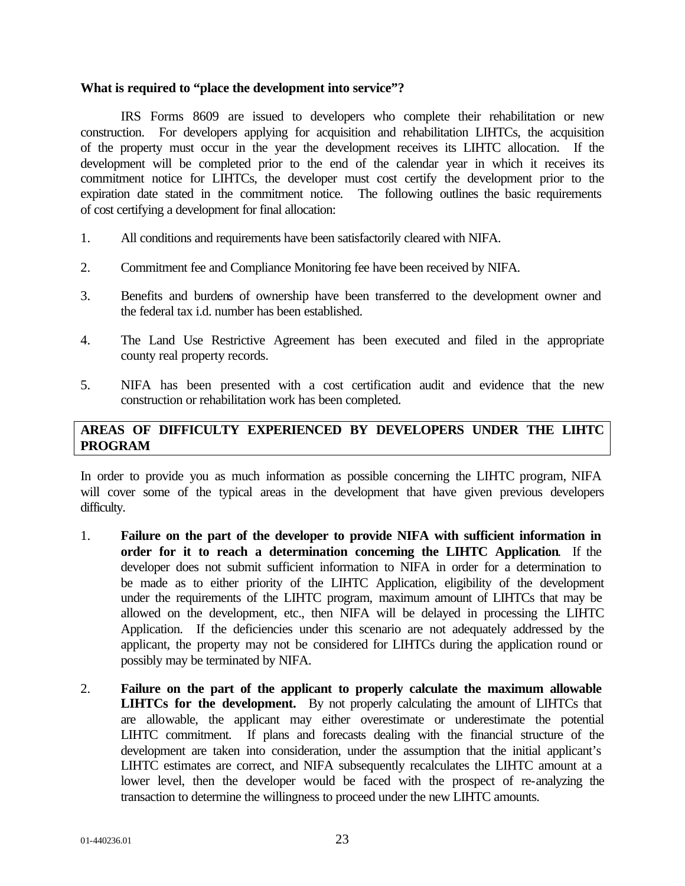**What is required to "place the development into service"?**

IRS Forms 8609 are issued to developers who complete their rehabilitation or new construction. For developers applying for acquisition and rehabilitation LIHTCs, the acquisition of the property must occur in the year the development receives its LIHTC allocation. If the development will be completed prior to the end of the calendar year in which it receives its commitment notice for LIHTCs, the developer must cost certify the development prior to the expiration date stated in the commitment notice. The following outlines the basic requirements of cost certifying a development for final allocation:

1. All conditions and requirements have been satisfactorily cleared with NIFA.

2. Commitment fee and Compliance Monitoring fee have been received by NIFA.

3. Benefits and burdens of ownership have been transferred to the development owner and the federal tax i.d. number has been established.

4. The Land Use Restrictive Agreement has been executed and filed in the appropriate county real property records.

5. NIFA has been presented with a cost certification audit and evidence that the new construction or rehabilitation work has been completed.

## AREAS OF DIFFICULTY EXPERIENCED BY DEVELOPERS UNDER THE LIHTC PROGRAM

In order to provide you as much information as possible concerning the LIHTC program, NIFA will cover some of the typical areas in the development that have given previous developers difficulty.

1. **Failure on the part of the developer to provide NIFA with sufficient information in order for it to reach a determination concerning the LIHTC Application**. If the developer does not submit sufficient information to NIFA in order for a determination to be made as to either priority of the LIHTC Application, eligibility of the development under the requirements of the LIHTC program, maximum amount of LIHTCs that may be allowed on the development, etc., then NIFA will be delayed in processing the LIHTC Application. If the deficiencies under this scenario are not adequately addressed by the applicant, the property may not be considered for LIHTCs during the application round or possibly may be terminated by NIFA.

2. **Failure on the part of the applicant to properly calculate the maximum allowable LIHTCs for the development.** By not properly calculating the amount of LIHTCs that are allowable, the applicant may either overestimate or underestimate the potential LIHTC commitment. If plans and forecasts dealing with the financial structure of the development are taken into consideration, under the assumption that the initial applicant's LIHTC estimates are correct, and NIFA subsequently recalculates the LIHTC amount at a lower level, then the developer would be faced with the prospect of re-analyzing the transaction to determine the willingness to proceed under the new LIHTC amounts.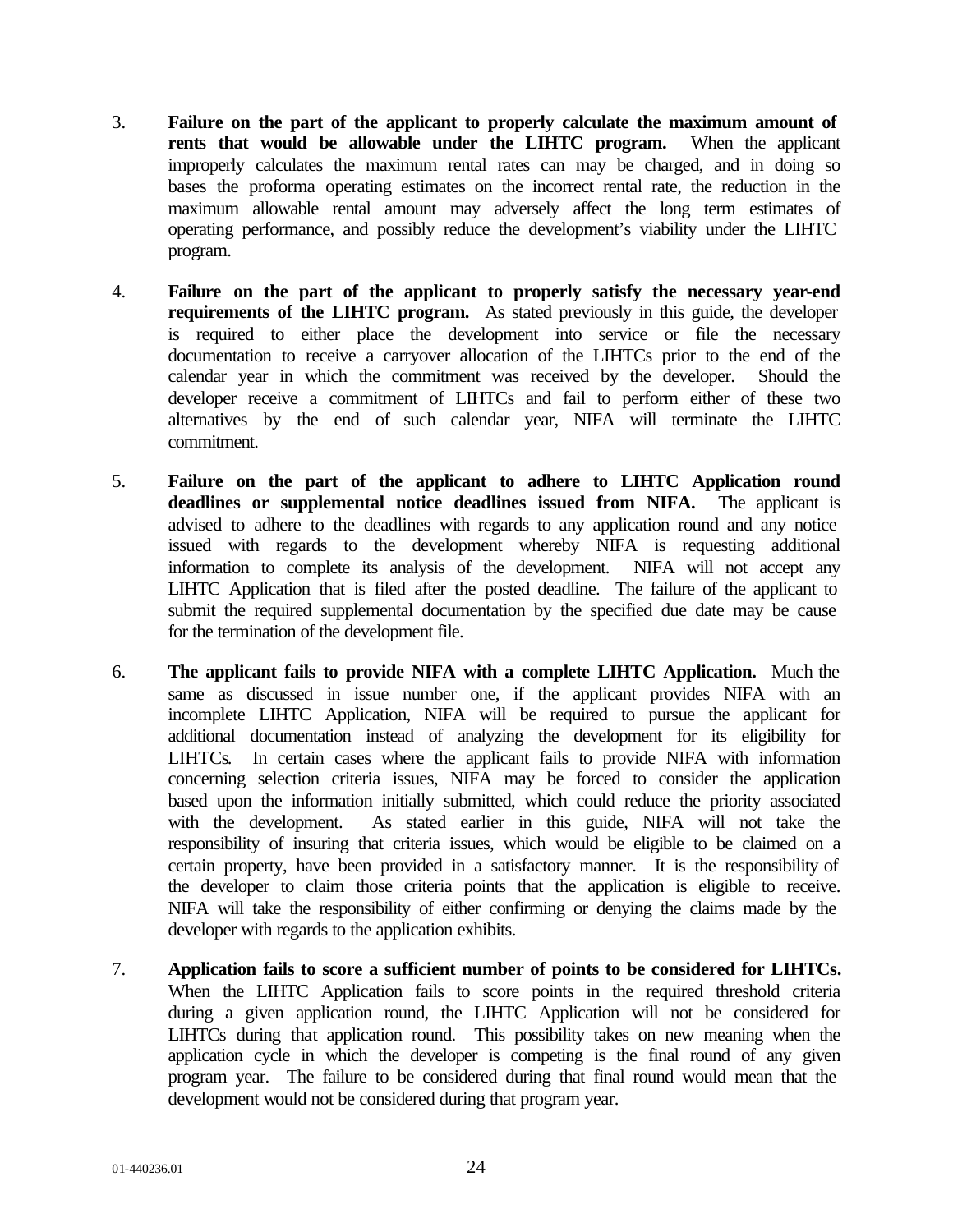3. **Failure on the part of the applicant to properly calculate the maximum amount of rents that would be allowable under the LIHTC program.** When the applicant improperly calculates the maximum rental rates can may be charged, and in doing so bases the proforma operating estimates on the incorrect rental rate, the reduction in the maximum allowable rental amount may adversely affect the long term estimates of operating performance, and possibly reduce the development's viability under the LIHTC program.

4. **Failure on the part of the applicant to properly satisfy the necessary year-end requirements of the LIHTC program.** As stated previously in this guide, the developer is required to either place the development into service or file the necessary documentation to receive a carryover allocation of the LIHTCs prior to the end of the calendar year in which the commitment was received by the developer. Should the developer receive a commitment of LIHTCs and fail to perform either of these two alternatives by the end of such calendar year, NIFA will terminate the LIHTC commitment.

5. **Failure on the part of the applicant to adhere to LIHTC Application round deadlines or supplemental notice deadlines issued from NIFA.** The applicant is advised to adhere to the deadlines with regards to any application round and any notice issued with regards to the development whereby NIFA is requesting additional information to complete its analysis of the development. NIFA will not accept any LIHTC Application that is filed after the posted deadline. The failure of the applicant to submit the required supplemental documentation by the specified due date may be cause for the termination of the development file.

6. **The applicant fails to provide NIFA with a complete LIHTC Application.** Much the same as discussed in issue number one, if the applicant provides NIFA with an incomplete LIHTC Application, NIFA will be required to pursue the applicant for additional documentation instead of analyzing the development for its eligibility for LIHTCs. In certain cases where the applicant fails to provide NIFA with information concerning selection criteria issues, NIFA may be forced to consider the application based upon the information initially submitted, which could reduce the priority associated with the development. As stated earlier in this guide, NIFA will not take the responsibility of insuring that criteria issues, which would be eligible to be claimed on a certain property, have been provided in a satisfactory manner. It is the responsibility of the developer to claim those criteria points that the application is eligible to receive. NIFA will take the responsibility of either confirming or denying the claims made by the developer with regards to the application exhibits.

7. **Application fails to score a sufficient number of points to be considered for LIHTCs.** When the LIHTC Application fails to score points in the required threshold criteria during a given application round, the LIHTC Application will not be considered for LIHTCs during that application round. This possibility takes on new meaning when the application cycle in which the developer is competing is the final round of any given program year. The failure to be considered during that final round would mean that the development would not be considered during that program year.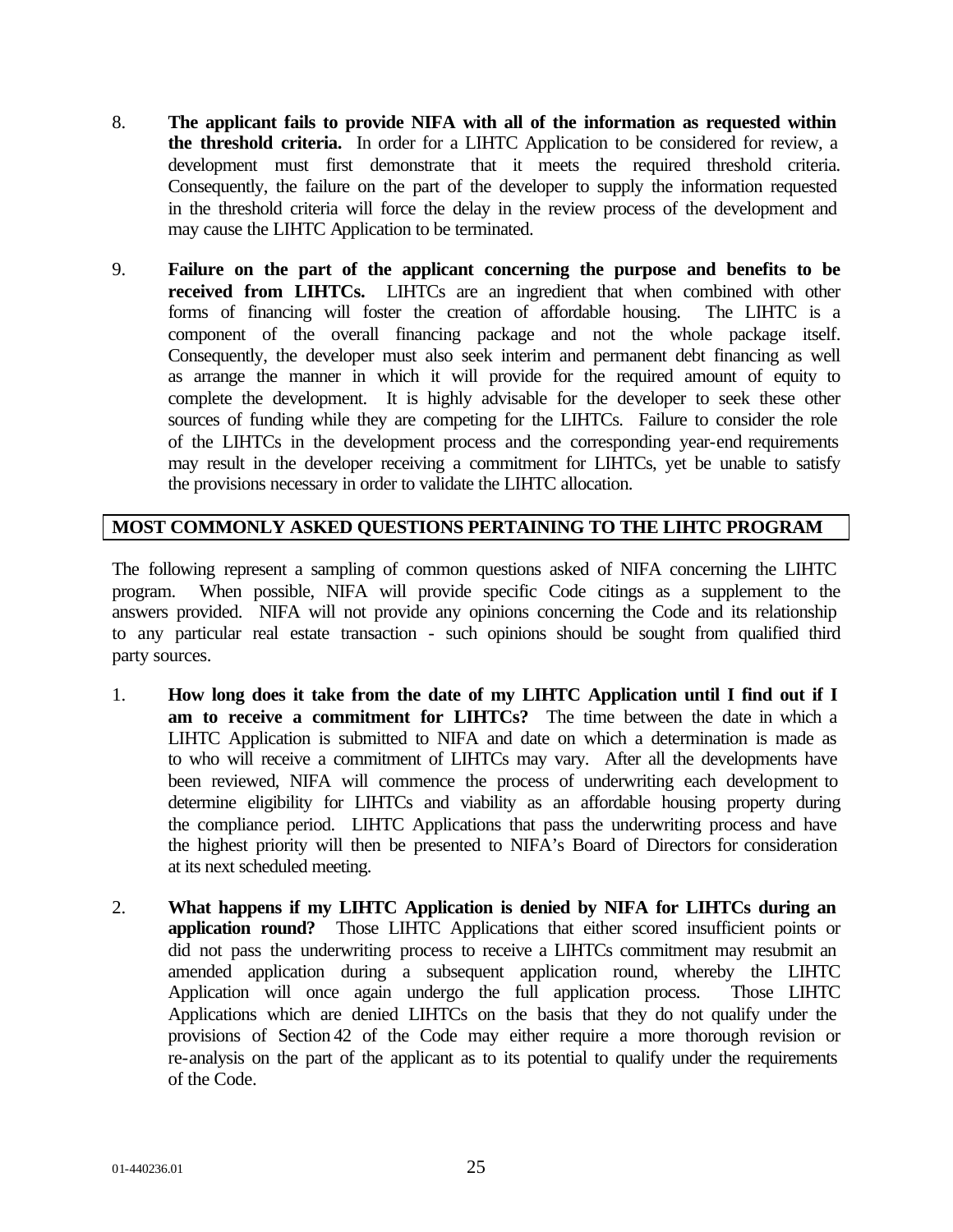8. **The applicant fails to provide NIFA with all of the information as requested within the threshold criteria.** In order for a LIHTC Application to be considered for review, a development must first demonstrate that it meets the required threshold criteria. Consequently, the failure on the part of the developer to supply the information requested in the threshold criteria will force the delay in the review process of the development and may cause the LIHTC Application to be terminated.

9. **Failure on the part of the applicant concerning the purpose and benefits to be received from LIHTCs.** LIHTCs are an ingredient that when combined with other forms of financing will foster the creation of affordable housing. The LIHTC is a component of the overall financing package and not the whole package itself. Consequently, the developer must also seek interim and permanent debt financing as well as arrange the manner in which it will provide for the required amount of equity to complete the development. It is highly advisable for the developer to seek these other sources of funding while they are competing for the LIHTCs. Failure to consider the role of the LIHTCs in the development process and the corresponding year-end requirements may result in the developer receiving a commitment for LIHTCs, yet be unable to satisfy the provisions necessary in order to validate the LIHTC allocation.

## MOST COMMONLY ASKED QUESTIONS PERTAINING TO THE LIHTC PROGRAM

The following represent a sampling of common questions asked of NIFA concerning the LIHTC program. When possible, NIFA will provide specific Code citings as a supplement to the answers provided. NIFA will not provide any opinions concerning the Code and its relationship to any particular real estate transaction - such opinions should be sought from qualified third party sources.

1. **How long does it take from the date of my LIHTC Application until I find out if I am to receive a commitment for LIHTCs?** The time between the date in which a LIHTC Application is submitted to NIFA and date on which a determination is made as to who will receive a commitment of LIHTCs may vary. After all the developments have been reviewed, NIFA will commence the process of underwriting each development to determine eligibility for LIHTCs and viability as an affordable housing property during the compliance period. LIHTC Applications that pass the underwriting process and have the highest priority will then be presented to NIFA's Board of Directors for consideration at its next scheduled meeting.

2. **What happens if my LIHTC Application is denied by NIFA for LIHTCs during an application round?** Those LIHTC Applications that either scored insufficient points or did not pass the underwriting process to receive a LIHTCs commitment may resubmit an amended application during a subsequent application round, whereby the LIHTC Application will once again undergo the full application process. Those LIHTC Applications which are denied LIHTCs on the basis that they do not qualify under the provisions of Section 42 of the Code may either require a more thorough revision or re-analysis on the part of the applicant as to its potential to qualify under the requirements of the Code.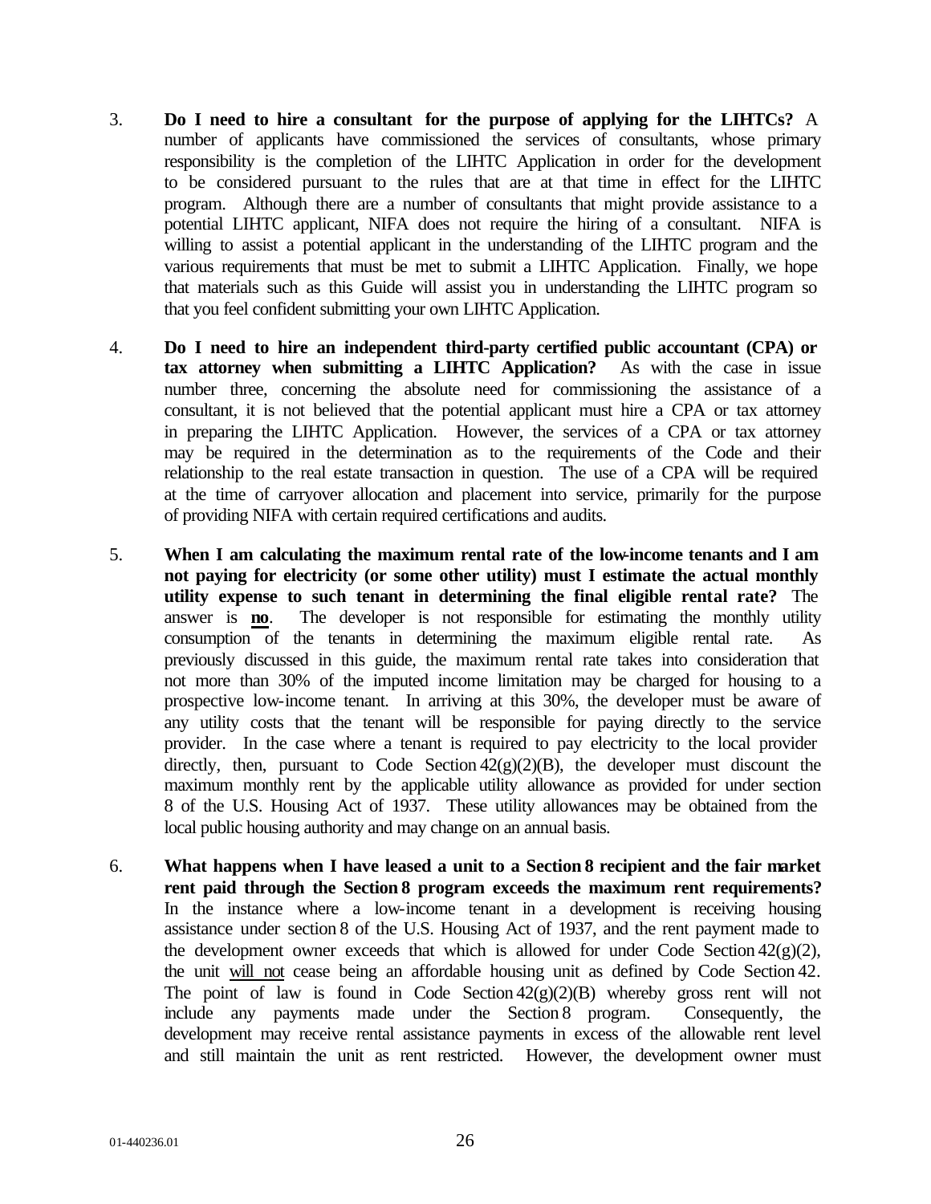3. **Do I need to hire a consultant for the purpose of applying for the LIHTCs?** A number of applicants have commissioned the services of consultants, whose primary responsibility is the completion of the LIHTC Application in order for the development to be considered pursuant to the rules that are at that time in effect for the LIHTC program. Although there are a number of consultants that might provide assistance to a potential LIHTC applicant, NIFA does not require the hiring of a consultant. NIFA is willing to assist a potential applicant in the understanding of the LIHTC program and the various requirements that must be met to submit a LIHTC Application. Finally, we hope that materials such as this Guide will assist you in understanding the LIHTC program so that you feel confident submitting your own LIHTC Application.

4. **Do I need to hire an independent third-party certified public accountant (CPA) or tax attorney when submitting a LIHTC Application?** As with the case in issue number three, concerning the absolute need for commissioning the assistance of a consultant, it is not believed that the potential applicant must hire a CPA or tax attorney in preparing the LIHTC Application. However, the services of a CPA or tax attorney may be required in the determination as to the requirements of the Code and their relationship to the real estate transaction in question. The use of a CPA will be required at the time of carryover allocation and placement into service, primarily for the purpose of providing NIFA with certain required certifications and audits.

5. **When I am calculating the maximum rental rate of the low-income tenants and I am not paying for electricity (or some other utility) must I estimate the actual monthly utility expense to such tenant in determining the final eligible rental rate?** The answer is <u>**no**</u>. The developer is not responsible for estimating the monthly utility consumption of the tenants in determining the maximum eligible rental rate. As previously discussed in this guide, the maximum rental rate takes into consideration that not more than 30% of the imputed income limitation may be charged for housing to a prospective low-income tenant. In arriving at this 30%, the developer must be aware of any utility costs that the tenant will be responsible for paying directly to the service provider. In the case where a tenant is required to pay electricity to the local provider directly, then, pursuant to Code Section 42(g)(2)(B), the developer must discount the maximum monthly rent by the applicable utility allowance as provided for under section 8 of the U.S. Housing Act of 1937. These utility allowances may be obtained from the local public housing authority and may change on an annual basis.

6. **What happens when I have leased a unit to a Section 8 recipient and the fair market rent paid through the Section 8 program exceeds the maximum rent requirements?** In the instance where a low-income tenant in a development is receiving housing assistance under section 8 of the U.S. Housing Act of 1937, and the rent payment made to the development owner exceeds that which is allowed for under Code Section 42(g)(2), the unit <u>will not</u> cease being an affordable housing unit as defined by Code Section 42. The point of law is found in Code Section 42(g)(2)(B) whereby gross rent will not include any payments made under the Section 8 program. Consequently, the development may receive rental assistance payments in excess of the allowable rent level and still maintain the unit as rent restricted. However, the development owner must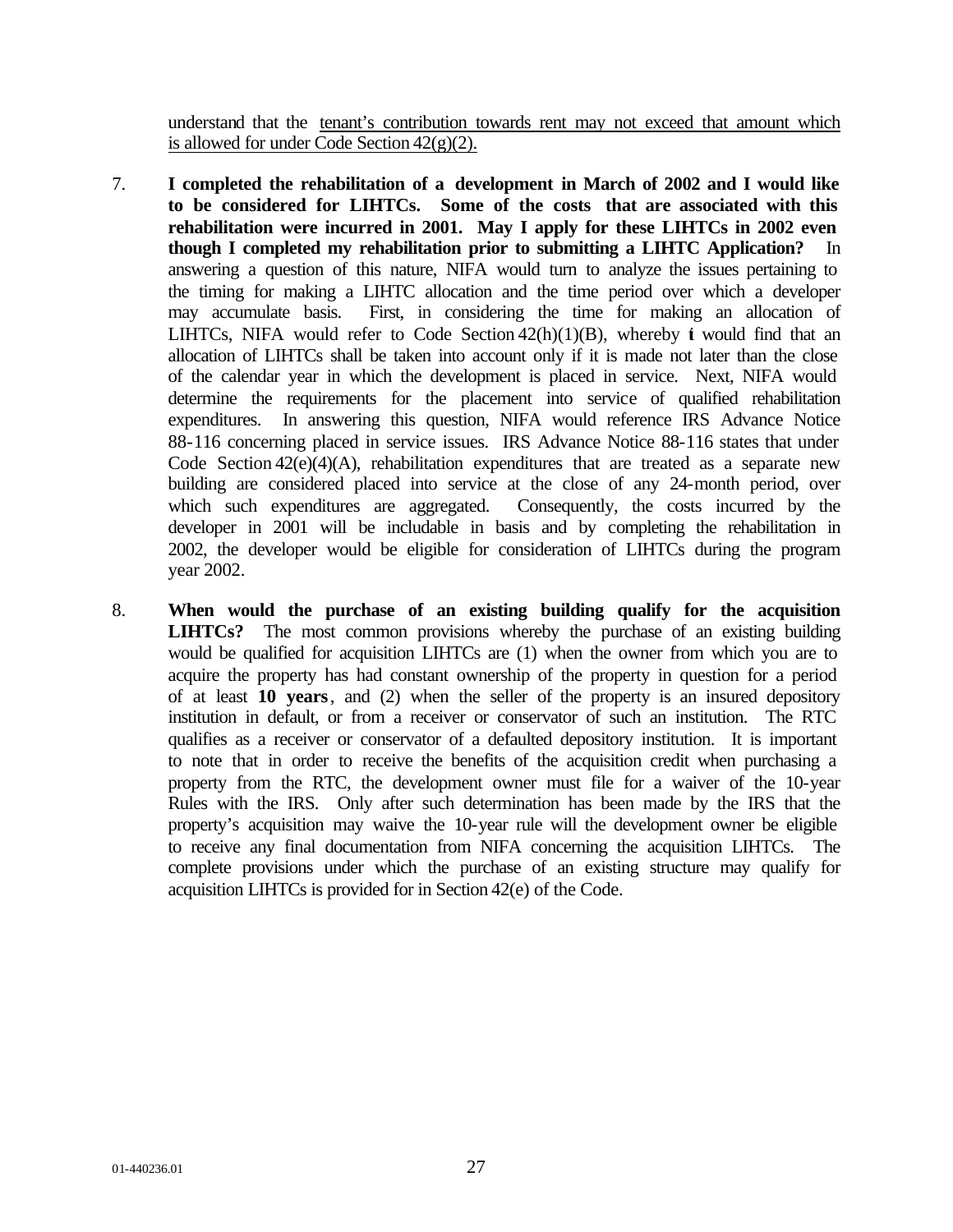understand that the <u>tenant's contribution towards rent may not exceed that amount which is allowed for under Code Section 42(g)(2).</u>

7. **I completed the rehabilitation of a development in March of 2002 and I would like to be considered for LIHTCs. Some of the costs that are associated with this rehabilitation were incurred in 2001. May I apply for these LIHTCs in 2002 even though I completed my rehabilitation prior to submitting a LIHTC Application?** In answering a question of this nature, NIFA would turn to analyze the issues pertaining to the timing for making a LIHTC allocation and the time period over which a developer may accumulate basis. First, in considering the time for making an allocation of LIHTCs, NIFA would refer to Code Section 42(h)(1)(B), whereby it would find that an allocation of LIHTCs shall be taken into account only if it is made not later than the close of the calendar year in which the development is placed in service. Next, NIFA would determine the requirements for the placement into service of qualified rehabilitation expenditures. In answering this question, NIFA would reference IRS Advance Notice 88-116 concerning placed in service issues. IRS Advance Notice 88-116 states that under Code Section 42(e)(4)(A), rehabilitation expenditures that are treated as a separate new building are considered placed into service at the close of any 24-month period, over which such expenditures are aggregated. Consequently, the costs incurred by the developer in 2001 will be includable in basis and by completing the rehabilitation in 2002, the developer would be eligible for consideration of LIHTCs during the program year 2002.

8. **When would the purchase of an existing building qualify for the acquisition LIHTCs?** The most common provisions whereby the purchase of an existing building would be qualified for acquisition LIHTCs are (1) when the owner from which you are to acquire the property has had constant ownership of the property in question for a period of at least **10 years**, and (2) when the seller of the property is an insured depository institution in default, or from a receiver or conservator of such an institution. The RTC qualifies as a receiver or conservator of a defaulted depository institution. It is important to note that in order to receive the benefits of the acquisition credit when purchasing a property from the RTC, the development owner must file for a waiver of the 10-year Rules with the IRS. Only after such determination has been made by the IRS that the property's acquisition may waive the 10-year rule will the development owner be eligible to receive any final documentation from NIFA concerning the acquisition LIHTCs. The complete provisions under which the purchase of an existing structure may qualify for acquisition LIHTCs is provided for in Section 42(e) of the Code.

01-440236.01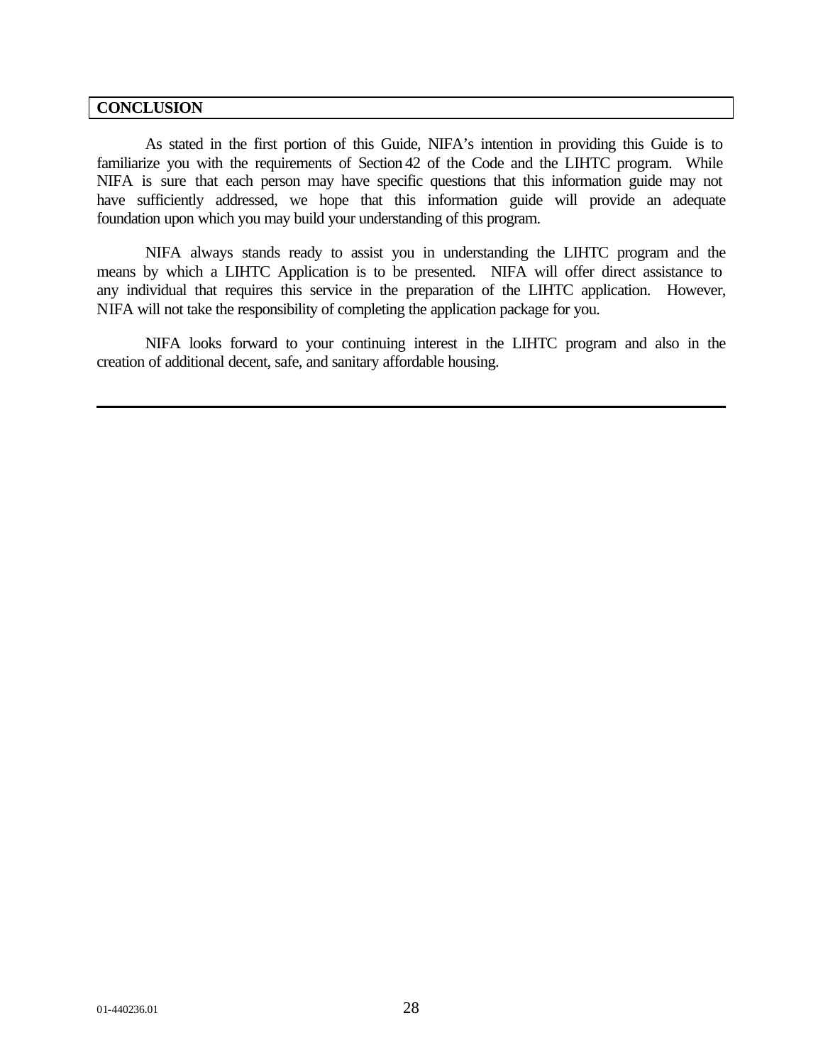## CONCLUSION

As stated in the first portion of this Guide, NIFA's intention in providing this Guide is to familiarize you with the requirements of Section 42 of the Code and the LIHTC program. While NIFA is sure that each person may have specific questions that this information guide may not have sufficiently addressed, we hope that this information guide will provide an adequate foundation upon which you may build your understanding of this program.

NIFA always stands ready to assist you in understanding the LIHTC program and the means by which a LIHTC Application is to be presented. NIFA will offer direct assistance to any individual that requires this service in the preparation of the LIHTC application. However, NIFA will not take the responsibility of completing the application package for you.

NIFA looks forward to your continuing interest in the LIHTC program and also in the creation of additional decent, safe, and sanitary affordable housing.

---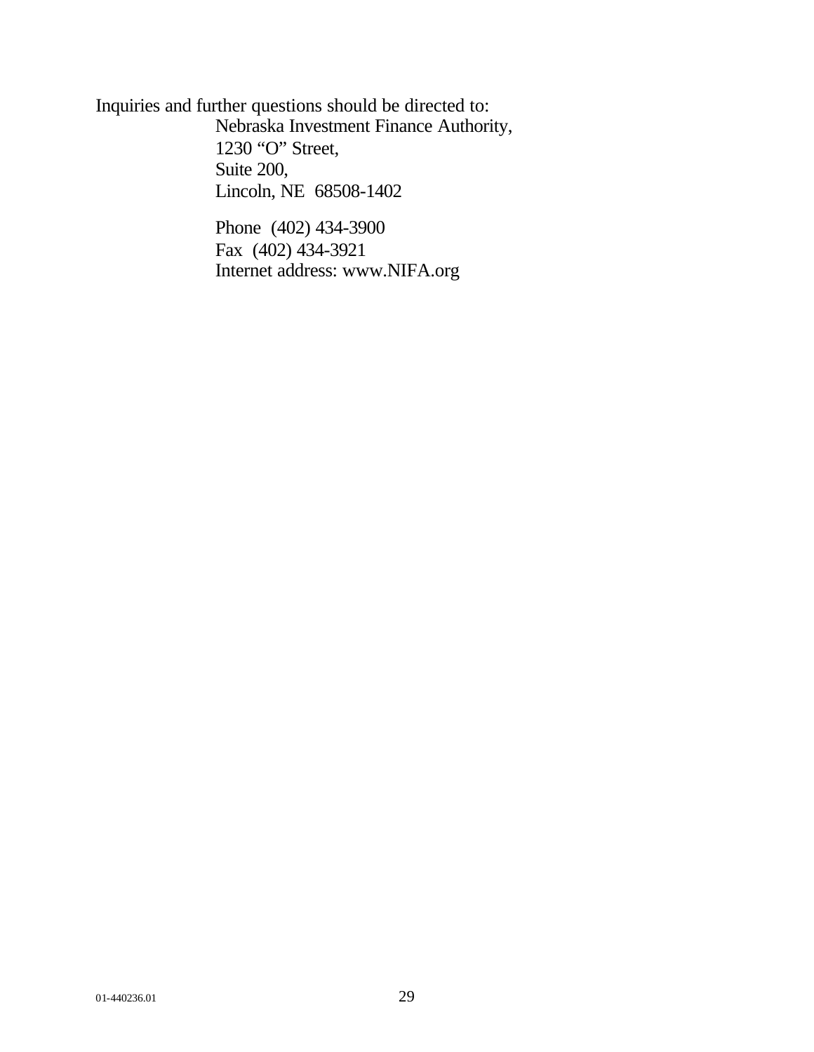Inquiries and further questions should be directed to:

Nebraska Investment Finance Authority,
1230 “O” Street,
Suite 200,
Lincoln, NE 68508-1402

Phone (402) 434-3900
Fax (402) 434-3921
Internet address: www.NIFA.org